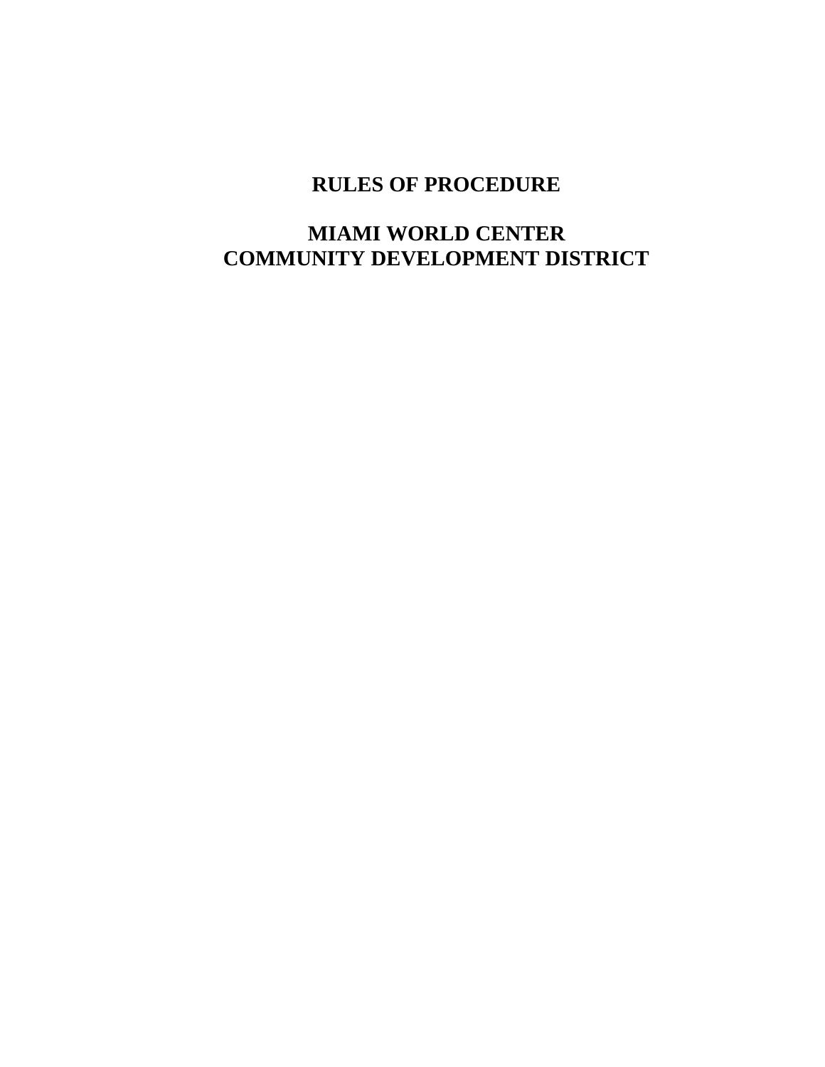# RULES OF PROCEDURE

# MIAMI WORLD CENTER COMMUNITY DEVELOPMENT DISTRICT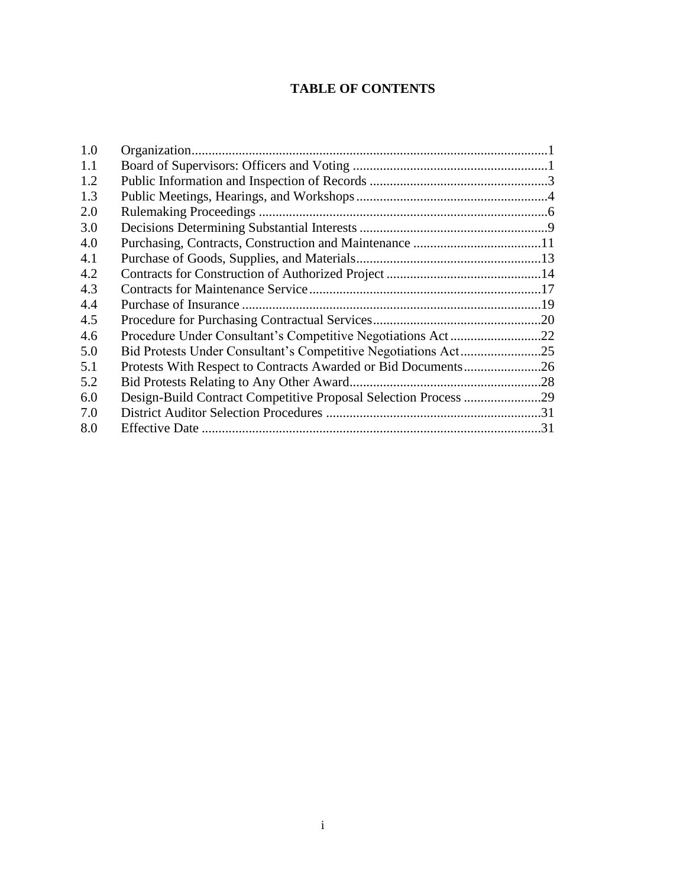# TABLE OF CONTENTS

| | | |
|---|---|---|
| 1.0 | Organization | 1 |
| 1.1 | Board of Supervisors: Officers and Voting | 1 |
| 1.2 | Public Information and Inspection of Records | 3 |
| 1.3 | Public Meetings, Hearings, and Workshops | 4 |
| 2.0 | Rulemaking Proceedings | 6 |
| 3.0 | Decisions Determining Substantial Interests | 9 |
| 4.0 | Purchasing, Contracts, Construction and Maintenance | 11 |
| 4.1 | Purchase of Goods, Supplies, and Materials | 13 |
| 4.2 | Contracts for Construction of Authorized Project | 14 |
| 4.3 | Contracts for Maintenance Service | 17 |
| 4.4 | Purchase of Insurance | 19 |
| 4.5 | Procedure for Purchasing Contractual Services | 20 |
| 4.6 | Procedure Under Consultant's Competitive Negotiations Act | 22 |
| 5.0 | Bid Protests Under Consultant's Competitive Negotiations Act | 25 |
| 5.1 | Protests With Respect to Contracts Awarded or Bid Documents | 26 |
| 5.2 | Bid Protests Relating to Any Other Award | 28 |
| 6.0 | Design-Build Contract Competitive Proposal Selection Process | 29 |
| 7.0 | District Auditor Selection Procedures | 31 |
| 8.0 | Effective Date | 31 |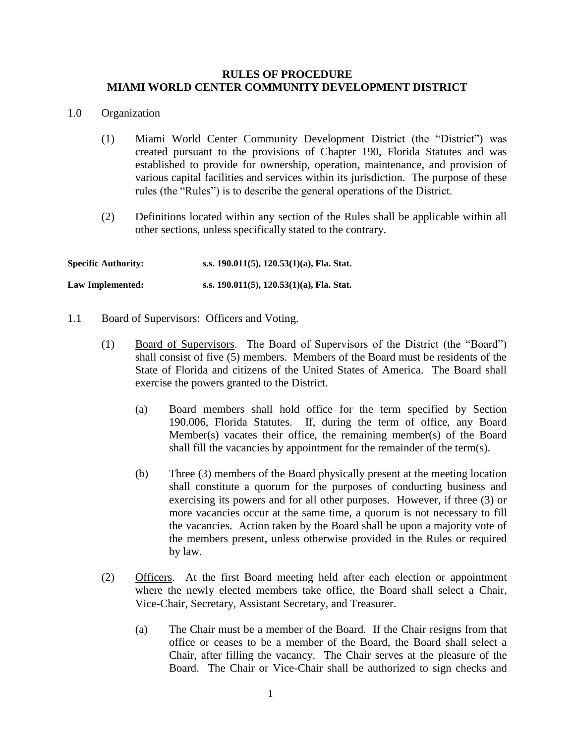# RULES OF PROCEDURE
# MIAMI WORLD CENTER COMMUNITY DEVELOPMENT DISTRICT

1.0 Organization

(1) Miami World Center Community Development District (the "District") was created pursuant to the provisions of Chapter 190, Florida Statutes and was established to provide for ownership, operation, maintenance, and provision of various capital facilities and services within its jurisdiction. The purpose of these rules (the "Rules") is to describe the general operations of the District.

(2) Definitions located within any section of the Rules shall be applicable within all other sections, unless specifically stated to the contrary.

**Specific Authority:** **s.s. 190.011(5), 120.53(1)(a), Fla. Stat.**

**Law Implemented:** **s.s. 190.011(5), 120.53(1)(a), Fla. Stat.**

1.1 Board of Supervisors: Officers and Voting.

(1) Board of Supervisors. The Board of Supervisors of the District (the "Board") shall consist of five (5) members. Members of the Board must be residents of the State of Florida and citizens of the United States of America. The Board shall exercise the powers granted to the District.

(a) Board members shall hold office for the term specified by Section 190.006, Florida Statutes. If, during the term of office, any Board Member(s) vacates their office, the remaining member(s) of the Board shall fill the vacancies by appointment for the remainder of the term(s).

(b) Three (3) members of the Board physically present at the meeting location shall constitute a quorum for the purposes of conducting business and exercising its powers and for all other purposes. However, if three (3) or more vacancies occur at the same time, a quorum is not necessary to fill the vacancies. Action taken by the Board shall be upon a majority vote of the members present, unless otherwise provided in the Rules or required by law.

(2) Officers. At the first Board meeting held after each election or appointment where the newly elected members take office, the Board shall select a Chair, Vice-Chair, Secretary, Assistant Secretary, and Treasurer.

(a) The Chair must be a member of the Board. If the Chair resigns from that office or ceases to be a member of the Board, the Board shall select a Chair, after filling the vacancy. The Chair serves at the pleasure of the Board. The Chair or Vice-Chair shall be authorized to sign checks and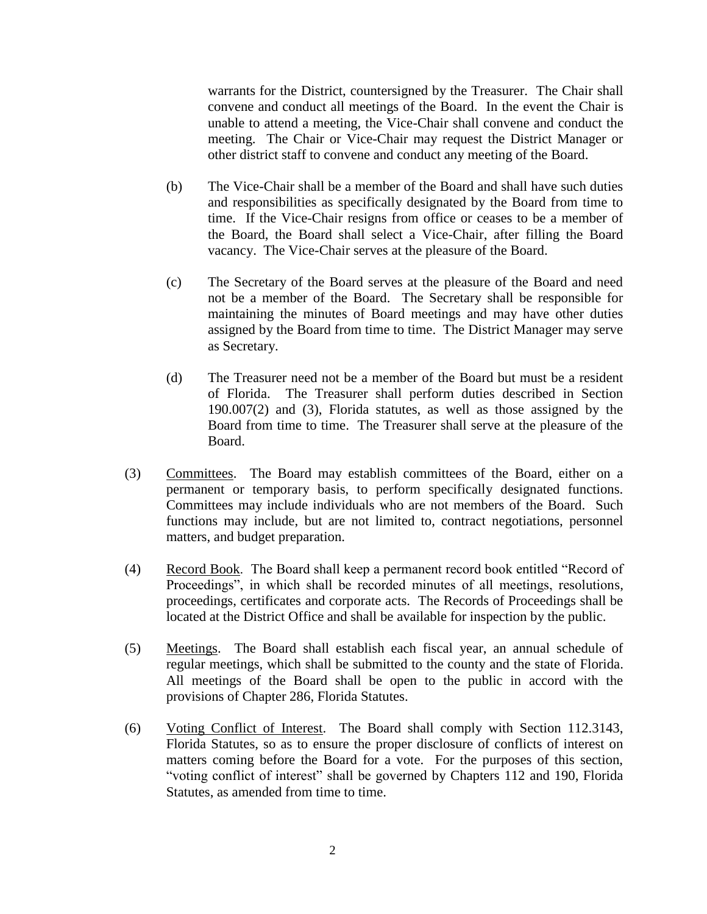warrants for the District, countersigned by the Treasurer. The Chair shall convene and conduct all meetings of the Board. In the event the Chair is unable to attend a meeting, the Vice-Chair shall convene and conduct the meeting. The Chair or Vice-Chair may request the District Manager or other district staff to convene and conduct any meeting of the Board.

(b) The Vice-Chair shall be a member of the Board and shall have such duties and responsibilities as specifically designated by the Board from time to time. If the Vice-Chair resigns from office or ceases to be a member of the Board, the Board shall select a Vice-Chair, after filling the Board vacancy. The Vice-Chair serves at the pleasure of the Board.

(c) The Secretary of the Board serves at the pleasure of the Board and need not be a member of the Board. The Secretary shall be responsible for maintaining the minutes of Board meetings and may have other duties assigned by the Board from time to time. The District Manager may serve as Secretary.

(d) The Treasurer need not be a member of the Board but must be a resident of Florida. The Treasurer shall perform duties described in Section 190.007(2) and (3), Florida statutes, as well as those assigned by the Board from time to time. The Treasurer shall serve at the pleasure of the Board.

(3) Committees. The Board may establish committees of the Board, either on a permanent or temporary basis, to perform specifically designated functions. Committees may include individuals who are not members of the Board. Such functions may include, but are not limited to, contract negotiations, personnel matters, and budget preparation.

(4) Record Book. The Board shall keep a permanent record book entitled "Record of Proceedings", in which shall be recorded minutes of all meetings, resolutions, proceedings, certificates and corporate acts. The Records of Proceedings shall be located at the District Office and shall be available for inspection by the public.

(5) Meetings. The Board shall establish each fiscal year, an annual schedule of regular meetings, which shall be submitted to the county and the state of Florida. All meetings of the Board shall be open to the public in accord with the provisions of Chapter 286, Florida Statutes.

(6) Voting Conflict of Interest. The Board shall comply with Section 112.3143, Florida Statutes, so as to ensure the proper disclosure of conflicts of interest on matters coming before the Board for a vote. For the purposes of this section, "voting conflict of interest" shall be governed by Chapters 112 and 190, Florida Statutes, as amended from time to time.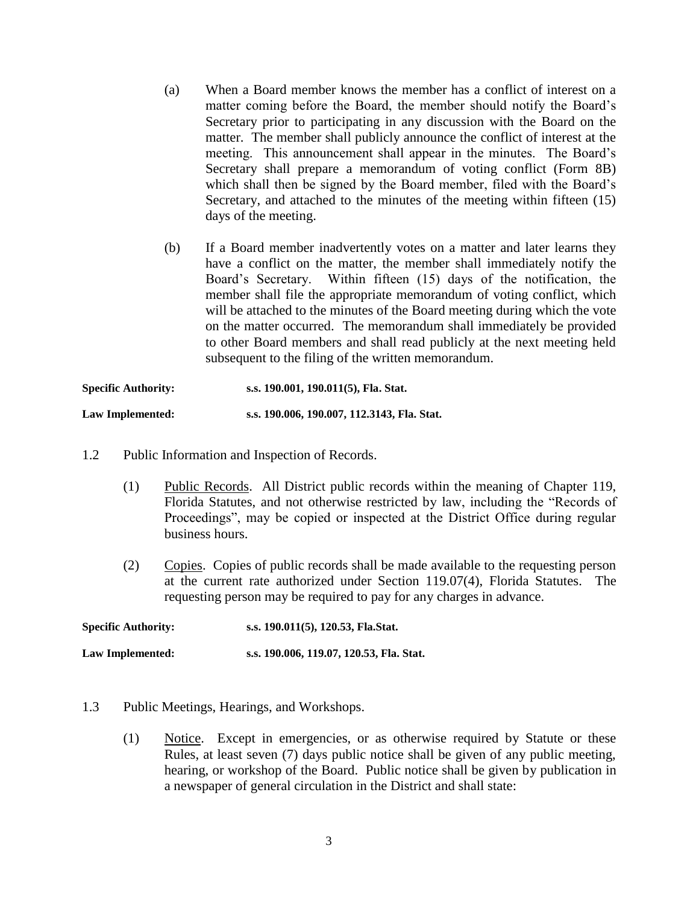(a) When a Board member knows the member has a conflict of interest on a matter coming before the Board, the member should notify the Board's Secretary prior to participating in any discussion with the Board on the matter. The member shall publicly announce the conflict of interest at the meeting. This announcement shall appear in the minutes. The Board's Secretary shall prepare a memorandum of voting conflict (Form 8B) which shall then be signed by the Board member, filed with the Board's Secretary, and attached to the minutes of the meeting within fifteen (15) days of the meeting.

(b) If a Board member inadvertently votes on a matter and later learns they have a conflict on the matter, the member shall immediately notify the Board's Secretary. Within fifteen (15) days of the notification, the member shall file the appropriate memorandum of voting conflict, which will be attached to the minutes of the Board meeting during which the vote on the matter occurred. The memorandum shall immediately be provided to other Board members and shall read publicly at the next meeting held subsequent to the filing of the written memorandum.

**Specific Authority:** **s.s. 190.001, 190.011(5), Fla. Stat.**

**Law Implemented:** **s.s. 190.006, 190.007, 112.3143, Fla. Stat.**

1.2 Public Information and Inspection of Records.

(1) Public Records. All District public records within the meaning of Chapter 119, Florida Statutes, and not otherwise restricted by law, including the "Records of Proceedings", may be copied or inspected at the District Office during regular business hours.

(2) Copies. Copies of public records shall be made available to the requesting person at the current rate authorized under Section 119.07(4), Florida Statutes. The requesting person may be required to pay for any charges in advance.

**Specific Authority:** **s.s. 190.011(5), 120.53, Fla.Stat.**

**Law Implemented:** **s.s. 190.006, 119.07, 120.53, Fla. Stat.**

1.3 Public Meetings, Hearings, and Workshops.

(1) Notice. Except in emergencies, or as otherwise required by Statute or these Rules, at least seven (7) days public notice shall be given of any public meeting, hearing, or workshop of the Board. Public notice shall be given by publication in a newspaper of general circulation in the District and shall state: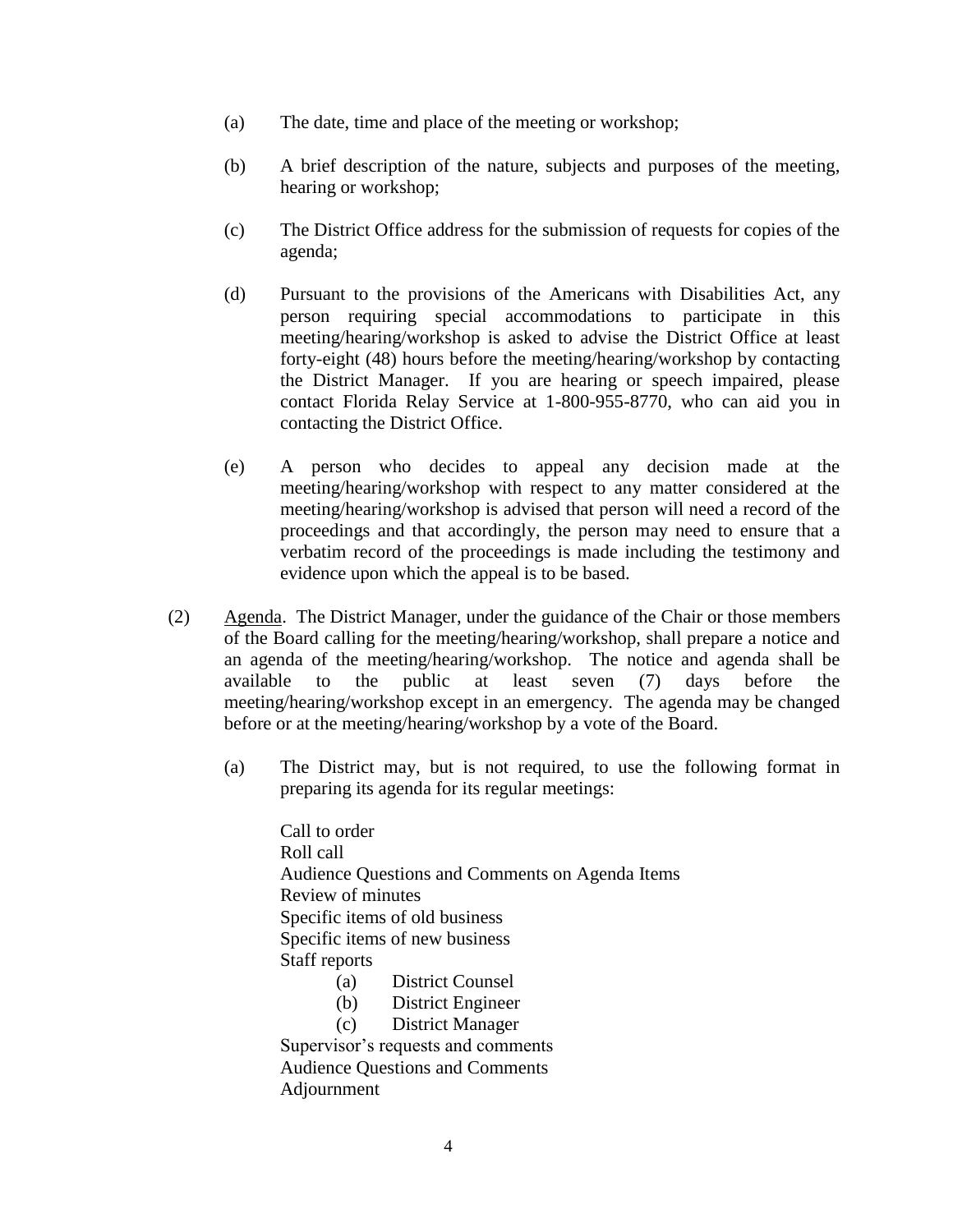(a) The date, time and place of the meeting or workshop;

(b) A brief description of the nature, subjects and purposes of the meeting, hearing or workshop;

(c) The District Office address for the submission of requests for copies of the agenda;

(d) Pursuant to the provisions of the Americans with Disabilities Act, any person requiring special accommodations to participate in this meeting/hearing/workshop is asked to advise the District Office at least forty-eight (48) hours before the meeting/hearing/workshop by contacting the District Manager. If you are hearing or speech impaired, please contact Florida Relay Service at 1-800-955-8770, who can aid you in contacting the District Office.

(e) A person who decides to appeal any decision made at the meeting/hearing/workshop with respect to any matter considered at the meeting/hearing/workshop is advised that person will need a record of the proceedings and that accordingly, the person may need to ensure that a verbatim record of the proceedings is made including the testimony and evidence upon which the appeal is to be based.

(2) Agenda. The District Manager, under the guidance of the Chair or those members of the Board calling for the meeting/hearing/workshop, shall prepare a notice and an agenda of the meeting/hearing/workshop. The notice and agenda shall be available to the public at least seven (7) days before the meeting/hearing/workshop except in an emergency. The agenda may be changed before or at the meeting/hearing/workshop by a vote of the Board.

(a) The District may, but is not required, to use the following format in preparing its agenda for its regular meetings:

Call to order
Roll call
Audience Questions and Comments on Agenda Items
Review of minutes
Specific items of old business
Specific items of new business
Staff reports
  (a) District Counsel
  (b) District Engineer
  (c) District Manager
Supervisor's requests and comments
Audience Questions and Comments
Adjournment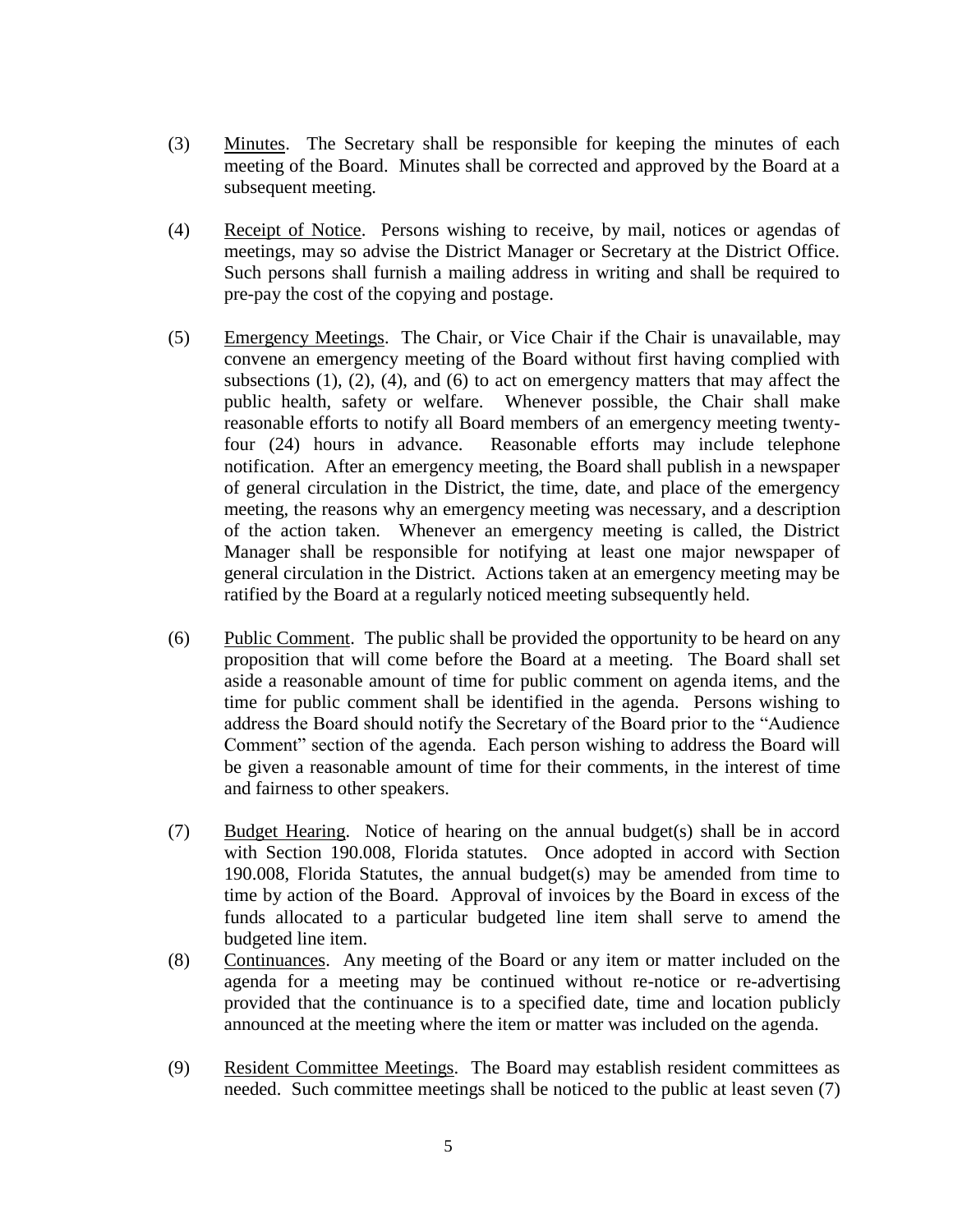(3) Minutes. The Secretary shall be responsible for keeping the minutes of each meeting of the Board. Minutes shall be corrected and approved by the Board at a subsequent meeting.

(4) Receipt of Notice. Persons wishing to receive, by mail, notices or agendas of meetings, may so advise the District Manager or Secretary at the District Office. Such persons shall furnish a mailing address in writing and shall be required to pre-pay the cost of the copying and postage.

(5) Emergency Meetings. The Chair, or Vice Chair if the Chair is unavailable, may convene an emergency meeting of the Board without first having complied with subsections (1), (2), (4), and (6) to act on emergency matters that may affect the public health, safety or welfare. Whenever possible, the Chair shall make reasonable efforts to notify all Board members of an emergency meeting twenty-four (24) hours in advance. Reasonable efforts may include telephone notification. After an emergency meeting, the Board shall publish in a newspaper of general circulation in the District, the time, date, and place of the emergency meeting, the reasons why an emergency meeting was necessary, and a description of the action taken. Whenever an emergency meeting is called, the District Manager shall be responsible for notifying at least one major newspaper of general circulation in the District. Actions taken at an emergency meeting may be ratified by the Board at a regularly noticed meeting subsequently held.

(6) Public Comment. The public shall be provided the opportunity to be heard on any proposition that will come before the Board at a meeting. The Board shall set aside a reasonable amount of time for public comment on agenda items, and the time for public comment shall be identified in the agenda. Persons wishing to address the Board should notify the Secretary of the Board prior to the "Audience Comment" section of the agenda. Each person wishing to address the Board will be given a reasonable amount of time for their comments, in the interest of time and fairness to other speakers.

(7) Budget Hearing. Notice of hearing on the annual budget(s) shall be in accord with Section 190.008, Florida statutes. Once adopted in accord with Section 190.008, Florida Statutes, the annual budget(s) may be amended from time to time by action of the Board. Approval of invoices by the Board in excess of the funds allocated to a particular budgeted line item shall serve to amend the budgeted line item.

(8) Continuances. Any meeting of the Board or any item or matter included on the agenda for a meeting may be continued without re-notice or re-advertising provided that the continuance is to a specified date, time and location publicly announced at the meeting where the item or matter was included on the agenda.

(9) Resident Committee Meetings. The Board may establish resident committees as needed. Such committee meetings shall be noticed to the public at least seven (7)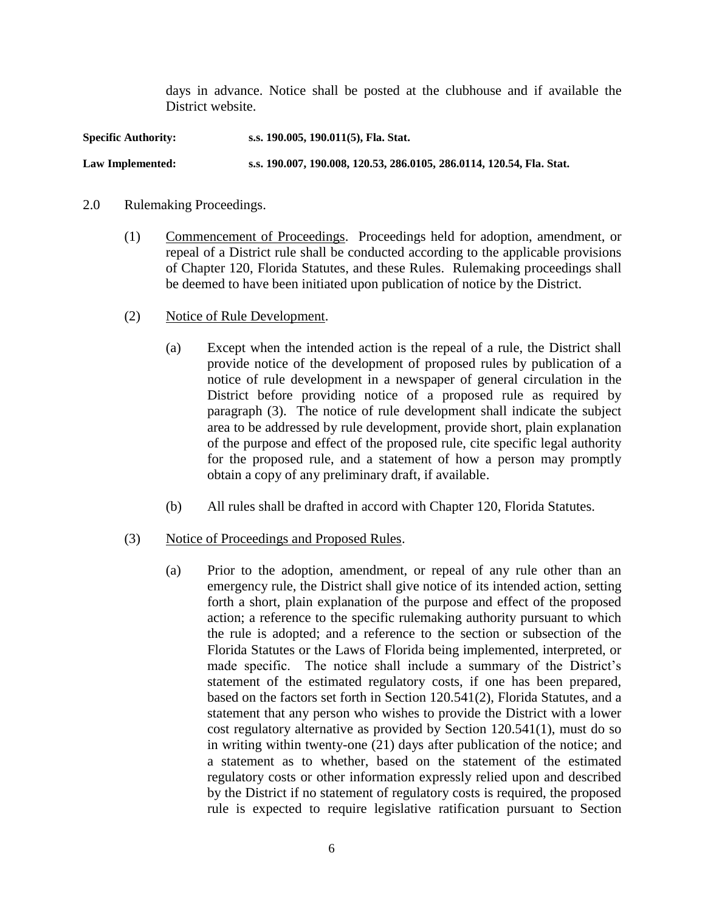days in advance. Notice shall be posted at the clubhouse and if available the District website.

**Specific Authority:** **s.s. 190.005, 190.011(5), Fla. Stat.**

**Law Implemented:** **s.s. 190.007, 190.008, 120.53, 286.0105, 286.0114, 120.54, Fla. Stat.**

2.0 Rulemaking Proceedings.

(1) Commencement of Proceedings. Proceedings held for adoption, amendment, or repeal of a District rule shall be conducted according to the applicable provisions of Chapter 120, Florida Statutes, and these Rules. Rulemaking proceedings shall be deemed to have been initiated upon publication of notice by the District.

(2) Notice of Rule Development.

(a) Except when the intended action is the repeal of a rule, the District shall provide notice of the development of proposed rules by publication of a notice of rule development in a newspaper of general circulation in the District before providing notice of a proposed rule as required by paragraph (3). The notice of rule development shall indicate the subject area to be addressed by rule development, provide short, plain explanation of the purpose and effect of the proposed rule, cite specific legal authority for the proposed rule, and a statement of how a person may promptly obtain a copy of any preliminary draft, if available.

(b) All rules shall be drafted in accord with Chapter 120, Florida Statutes.

(3) Notice of Proceedings and Proposed Rules.

(a) Prior to the adoption, amendment, or repeal of any rule other than an emergency rule, the District shall give notice of its intended action, setting forth a short, plain explanation of the purpose and effect of the proposed action; a reference to the specific rulemaking authority pursuant to which the rule is adopted; and a reference to the section or subsection of the Florida Statutes or the Laws of Florida being implemented, interpreted, or made specific. The notice shall include a summary of the District's statement of the estimated regulatory costs, if one has been prepared, based on the factors set forth in Section 120.541(2), Florida Statutes, and a statement that any person who wishes to provide the District with a lower cost regulatory alternative as provided by Section 120.541(1), must do so in writing within twenty-one (21) days after publication of the notice; and a statement as to whether, based on the statement of the estimated regulatory costs or other information expressly relied upon and described by the District if no statement of regulatory costs is required, the proposed rule is expected to require legislative ratification pursuant to Section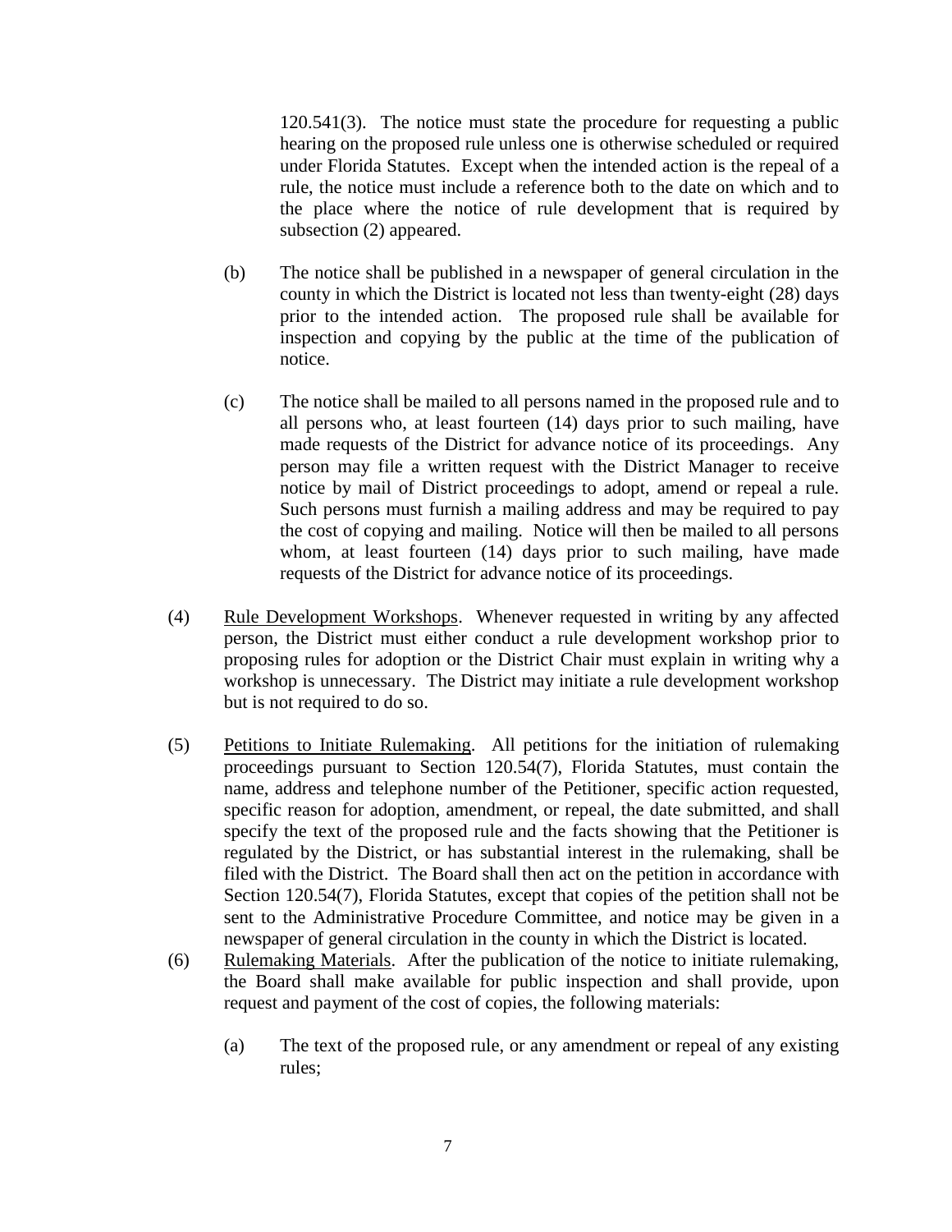120.541(3). The notice must state the procedure for requesting a public hearing on the proposed rule unless one is otherwise scheduled or required under Florida Statutes. Except when the intended action is the repeal of a rule, the notice must include a reference both to the date on which and to the place where the notice of rule development that is required by subsection (2) appeared.

(b) The notice shall be published in a newspaper of general circulation in the county in which the District is located not less than twenty-eight (28) days prior to the intended action. The proposed rule shall be available for inspection and copying by the public at the time of the publication of notice.

(c) The notice shall be mailed to all persons named in the proposed rule and to all persons who, at least fourteen (14) days prior to such mailing, have made requests of the District for advance notice of its proceedings. Any person may file a written request with the District Manager to receive notice by mail of District proceedings to adopt, amend or repeal a rule. Such persons must furnish a mailing address and may be required to pay the cost of copying and mailing. Notice will then be mailed to all persons whom, at least fourteen (14) days prior to such mailing, have made requests of the District for advance notice of its proceedings.

(4) Rule Development Workshops. Whenever requested in writing by any affected person, the District must either conduct a rule development workshop prior to proposing rules for adoption or the District Chair must explain in writing why a workshop is unnecessary. The District may initiate a rule development workshop but is not required to do so.

(5) Petitions to Initiate Rulemaking. All petitions for the initiation of rulemaking proceedings pursuant to Section 120.54(7), Florida Statutes, must contain the name, address and telephone number of the Petitioner, specific action requested, specific reason for adoption, amendment, or repeal, the date submitted, and shall specify the text of the proposed rule and the facts showing that the Petitioner is regulated by the District, or has substantial interest in the rulemaking, shall be filed with the District. The Board shall then act on the petition in accordance with Section 120.54(7), Florida Statutes, except that copies of the petition shall not be sent to the Administrative Procedure Committee, and notice may be given in a newspaper of general circulation in the county in which the District is located.

(6) Rulemaking Materials. After the publication of the notice to initiate rulemaking, the Board shall make available for public inspection and shall provide, upon request and payment of the cost of copies, the following materials:

(a) The text of the proposed rule, or any amendment or repeal of any existing rules;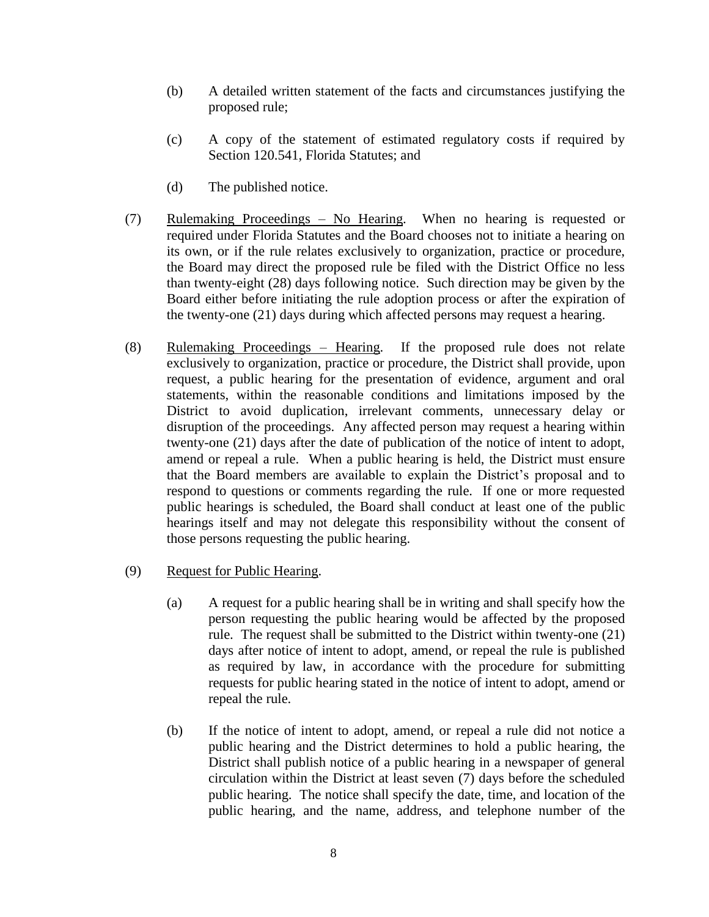(b) A detailed written statement of the facts and circumstances justifying the proposed rule;

(c) A copy of the statement of estimated regulatory costs if required by Section 120.541, Florida Statutes; and

(d) The published notice.

(7) Rulemaking Proceedings – No Hearing. When no hearing is requested or required under Florida Statutes and the Board chooses not to initiate a hearing on its own, or if the rule relates exclusively to organization, practice or procedure, the Board may direct the proposed rule be filed with the District Office no less than twenty-eight (28) days following notice. Such direction may be given by the Board either before initiating the rule adoption process or after the expiration of the twenty-one (21) days during which affected persons may request a hearing.

(8) Rulemaking Proceedings – Hearing. If the proposed rule does not relate exclusively to organization, practice or procedure, the District shall provide, upon request, a public hearing for the presentation of evidence, argument and oral statements, within the reasonable conditions and limitations imposed by the District to avoid duplication, irrelevant comments, unnecessary delay or disruption of the proceedings. Any affected person may request a hearing within twenty-one (21) days after the date of publication of the notice of intent to adopt, amend or repeal a rule. When a public hearing is held, the District must ensure that the Board members are available to explain the District's proposal and to respond to questions or comments regarding the rule. If one or more requested public hearings is scheduled, the Board shall conduct at least one of the public hearings itself and may not delegate this responsibility without the consent of those persons requesting the public hearing.

(9) Request for Public Hearing.

(a) A request for a public hearing shall be in writing and shall specify how the person requesting the public hearing would be affected by the proposed rule. The request shall be submitted to the District within twenty-one (21) days after notice of intent to adopt, amend, or repeal the rule is published as required by law, in accordance with the procedure for submitting requests for public hearing stated in the notice of intent to adopt, amend or repeal the rule.

(b) If the notice of intent to adopt, amend, or repeal a rule did not notice a public hearing and the District determines to hold a public hearing, the District shall publish notice of a public hearing in a newspaper of general circulation within the District at least seven (7) days before the scheduled public hearing. The notice shall specify the date, time, and location of the public hearing, and the name, address, and telephone number of the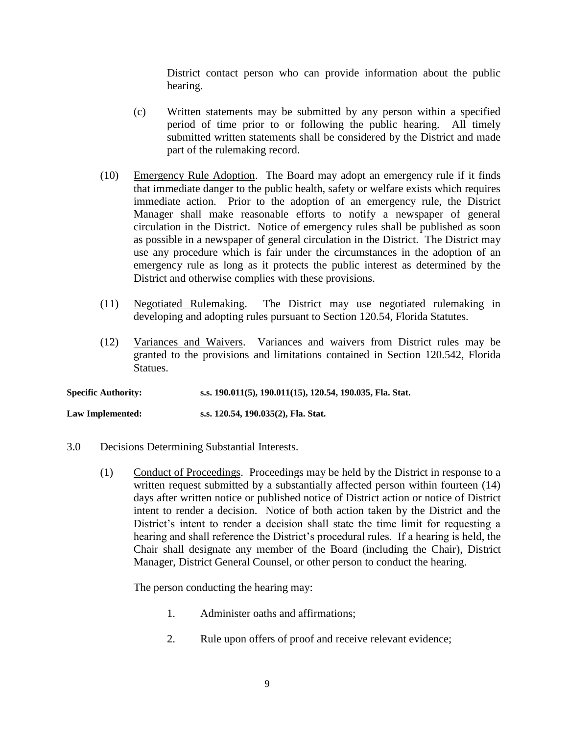District contact person who can provide information about the public hearing.

(c) Written statements may be submitted by any person within a specified period of time prior to or following the public hearing. All timely submitted written statements shall be considered by the District and made part of the rulemaking record.

(10) Emergency Rule Adoption. The Board may adopt an emergency rule if it finds that immediate danger to the public health, safety or welfare exists which requires immediate action. Prior to the adoption of an emergency rule, the District Manager shall make reasonable efforts to notify a newspaper of general circulation in the District. Notice of emergency rules shall be published as soon as possible in a newspaper of general circulation in the District. The District may use any procedure which is fair under the circumstances in the adoption of an emergency rule as long as it protects the public interest as determined by the District and otherwise complies with these provisions.

(11) Negotiated Rulemaking. The District may use negotiated rulemaking in developing and adopting rules pursuant to Section 120.54, Florida Statutes.

(12) Variances and Waivers. Variances and waivers from District rules may be granted to the provisions and limitations contained in Section 120.542, Florida Statues.

**Specific Authority:** **s.s. 190.011(5), 190.011(15), 120.54, 190.035, Fla. Stat.**

**Law Implemented:** **s.s. 120.54, 190.035(2), Fla. Stat.**

3.0 Decisions Determining Substantial Interests.

(1) Conduct of Proceedings. Proceedings may be held by the District in response to a written request submitted by a substantially affected person within fourteen (14) days after written notice or published notice of District action or notice of District intent to render a decision. Notice of both action taken by the District and the District's intent to render a decision shall state the time limit for requesting a hearing and shall reference the District's procedural rules. If a hearing is held, the Chair shall designate any member of the Board (including the Chair), District Manager, District General Counsel, or other person to conduct the hearing.

The person conducting the hearing may:

1. Administer oaths and affirmations;
2. Rule upon offers of proof and receive relevant evidence;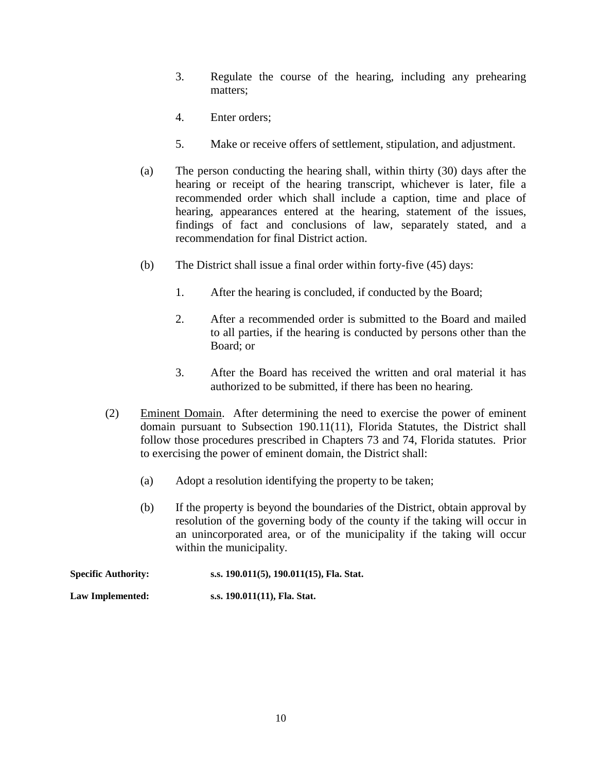3. Regulate the course of the hearing, including any prehearing matters;

4. Enter orders;

5. Make or receive offers of settlement, stipulation, and adjustment.

(a) The person conducting the hearing shall, within thirty (30) days after the hearing or receipt of the hearing transcript, whichever is later, file a recommended order which shall include a caption, time and place of hearing, appearances entered at the hearing, statement of the issues, findings of fact and conclusions of law, separately stated, and a recommendation for final District action.

(b) The District shall issue a final order within forty-five (45) days:

1. After the hearing is concluded, if conducted by the Board;

2. After a recommended order is submitted to the Board and mailed to all parties, if the hearing is conducted by persons other than the Board; or

3. After the Board has received the written and oral material it has authorized to be submitted, if there has been no hearing.

(2) <u>Eminent Domain</u>. After determining the need to exercise the power of eminent domain pursuant to Subsection 190.11(11), Florida Statutes, the District shall follow those procedures prescribed in Chapters 73 and 74, Florida statutes. Prior to exercising the power of eminent domain, the District shall:

(a) Adopt a resolution identifying the property to be taken;

(b) If the property is beyond the boundaries of the District, obtain approval by resolution of the governing body of the county if the taking will occur in an unincorporated area, or of the municipality if the taking will occur within the municipality.

**Specific Authority:** **s.s. 190.011(5), 190.011(15), Fla. Stat.**

**Law Implemented:** **s.s. 190.011(11), Fla. Stat.**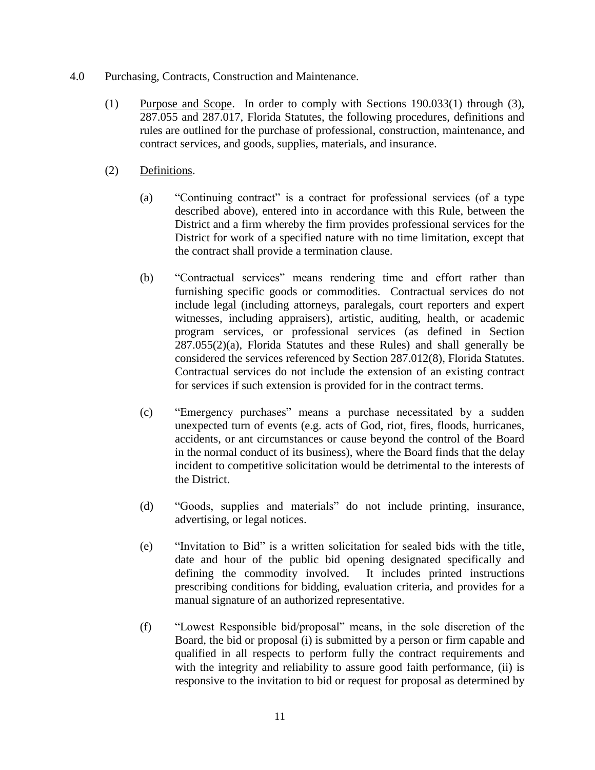4.0 Purchasing, Contracts, Construction and Maintenance.

(1) Purpose and Scope. In order to comply with Sections 190.033(1) through (3), 287.055 and 287.017, Florida Statutes, the following procedures, definitions and rules are outlined for the purchase of professional, construction, maintenance, and contract services, and goods, supplies, materials, and insurance.

(2) Definitions.

(a) "Continuing contract" is a contract for professional services (of a type described above), entered into in accordance with this Rule, between the District and a firm whereby the firm provides professional services for the District for work of a specified nature with no time limitation, except that the contract shall provide a termination clause.

(b) "Contractual services" means rendering time and effort rather than furnishing specific goods or commodities. Contractual services do not include legal (including attorneys, paralegals, court reporters and expert witnesses, including appraisers), artistic, auditing, health, or academic program services, or professional services (as defined in Section 287.055(2)(a), Florida Statutes and these Rules) and shall generally be considered the services referenced by Section 287.012(8), Florida Statutes. Contractual services do not include the extension of an existing contract for services if such extension is provided for in the contract terms.

(c) "Emergency purchases" means a purchase necessitated by a sudden unexpected turn of events (e.g. acts of God, riot, fires, floods, hurricanes, accidents, or ant circumstances or cause beyond the control of the Board in the normal conduct of its business), where the Board finds that the delay incident to competitive solicitation would be detrimental to the interests of the District.

(d) "Goods, supplies and materials" do not include printing, insurance, advertising, or legal notices.

(e) "Invitation to Bid" is a written solicitation for sealed bids with the title, date and hour of the public bid opening designated specifically and defining the commodity involved. It includes printed instructions prescribing conditions for bidding, evaluation criteria, and provides for a manual signature of an authorized representative.

(f) "Lowest Responsible bid/proposal" means, in the sole discretion of the Board, the bid or proposal (i) is submitted by a person or firm capable and qualified in all respects to perform fully the contract requirements and with the integrity and reliability to assure good faith performance, (ii) is responsive to the invitation to bid or request for proposal as determined by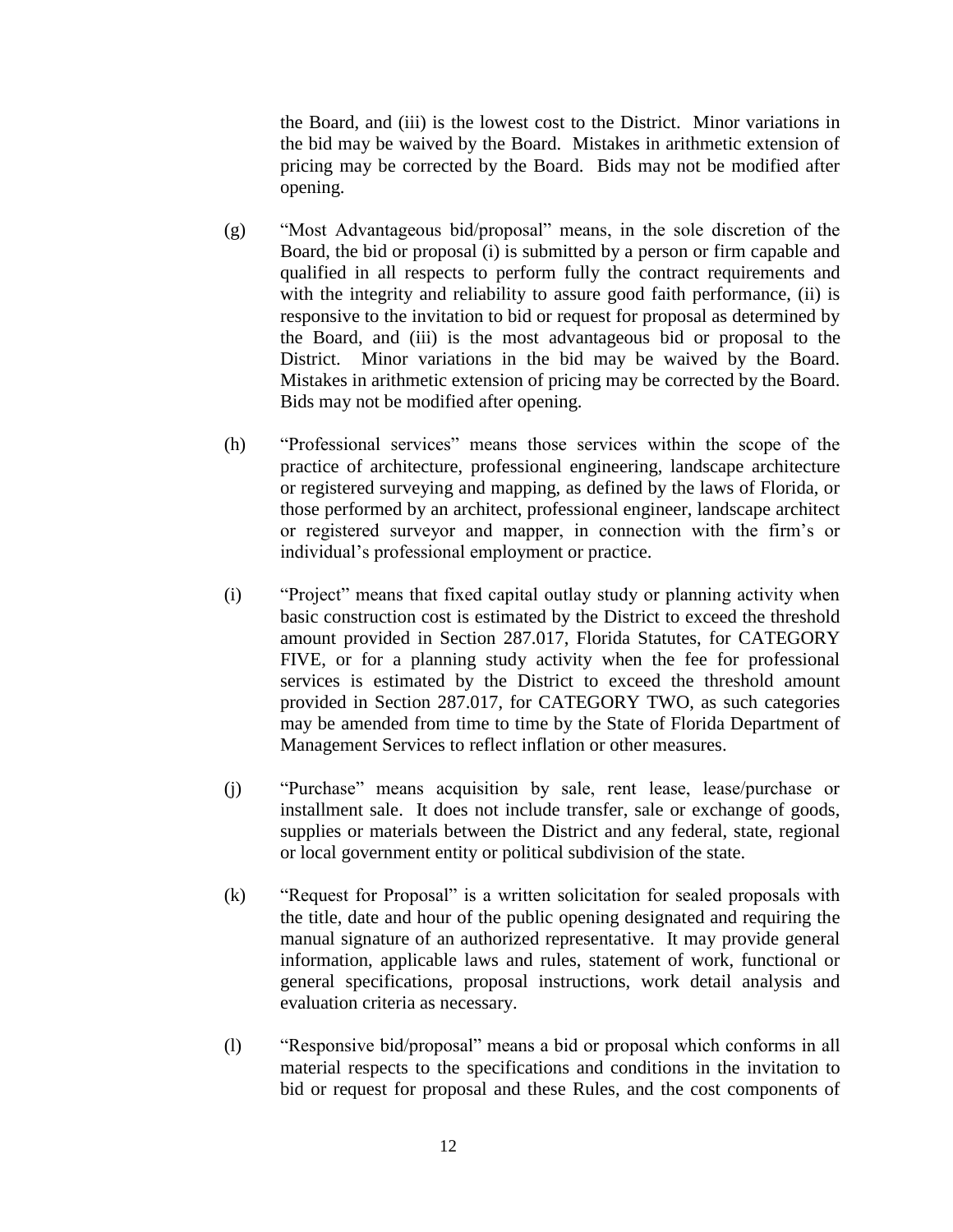the Board, and (iii) is the lowest cost to the District. Minor variations in the bid may be waived by the Board. Mistakes in arithmetic extension of pricing may be corrected by the Board. Bids may not be modified after opening.

(g) "Most Advantageous bid/proposal" means, in the sole discretion of the Board, the bid or proposal (i) is submitted by a person or firm capable and qualified in all respects to perform fully the contract requirements and with the integrity and reliability to assure good faith performance, (ii) is responsive to the invitation to bid or request for proposal as determined by the Board, and (iii) is the most advantageous bid or proposal to the District. Minor variations in the bid may be waived by the Board. Mistakes in arithmetic extension of pricing may be corrected by the Board. Bids may not be modified after opening.

(h) "Professional services" means those services within the scope of the practice of architecture, professional engineering, landscape architecture or registered surveying and mapping, as defined by the laws of Florida, or those performed by an architect, professional engineer, landscape architect or registered surveyor and mapper, in connection with the firm's or individual's professional employment or practice.

(i) "Project" means that fixed capital outlay study or planning activity when basic construction cost is estimated by the District to exceed the threshold amount provided in Section 287.017, Florida Statutes, for CATEGORY FIVE, or for a planning study activity when the fee for professional services is estimated by the District to exceed the threshold amount provided in Section 287.017, for CATEGORY TWO, as such categories may be amended from time to time by the State of Florida Department of Management Services to reflect inflation or other measures.

(j) "Purchase" means acquisition by sale, rent lease, lease/purchase or installment sale. It does not include transfer, sale or exchange of goods, supplies or materials between the District and any federal, state, regional or local government entity or political subdivision of the state.

(k) "Request for Proposal" is a written solicitation for sealed proposals with the title, date and hour of the public opening designated and requiring the manual signature of an authorized representative. It may provide general information, applicable laws and rules, statement of work, functional or general specifications, proposal instructions, work detail analysis and evaluation criteria as necessary.

(l) "Responsive bid/proposal" means a bid or proposal which conforms in all material respects to the specifications and conditions in the invitation to bid or request for proposal and these Rules, and the cost components of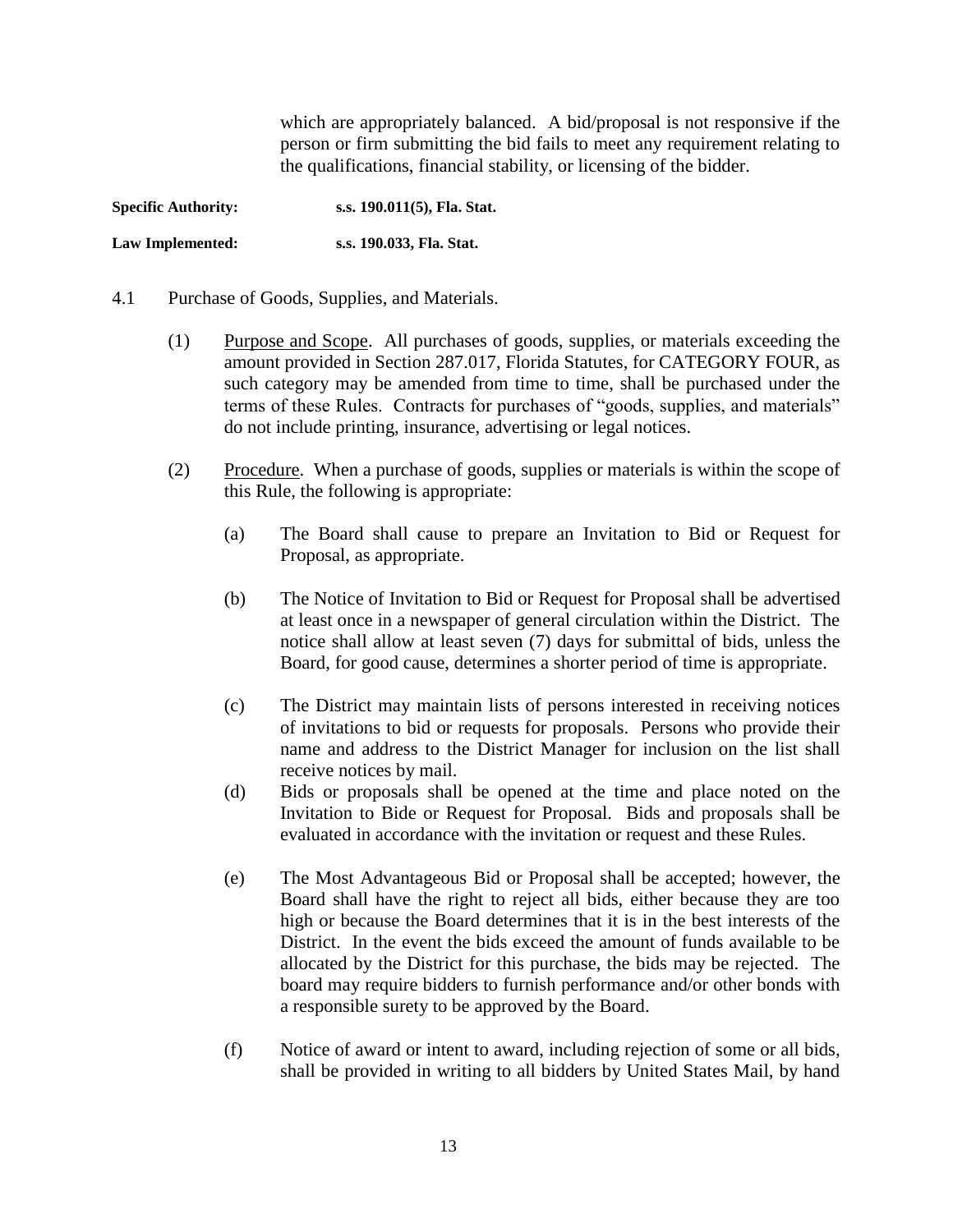which are appropriately balanced. A bid/proposal is not responsive if the person or firm submitting the bid fails to meet any requirement relating to the qualifications, financial stability, or licensing of the bidder.

**Specific Authority:** **s.s. 190.011(5), Fla. Stat.**

**Law Implemented:** **s.s. 190.033, Fla. Stat.**

4.1 Purchase of Goods, Supplies, and Materials.

(1) Purpose and Scope. All purchases of goods, supplies, or materials exceeding the amount provided in Section 287.017, Florida Statutes, for CATEGORY FOUR, as such category may be amended from time to time, shall be purchased under the terms of these Rules. Contracts for purchases of "goods, supplies, and materials" do not include printing, insurance, advertising or legal notices.

(2) Procedure. When a purchase of goods, supplies or materials is within the scope of this Rule, the following is appropriate:

(a) The Board shall cause to prepare an Invitation to Bid or Request for Proposal, as appropriate.

(b) The Notice of Invitation to Bid or Request for Proposal shall be advertised at least once in a newspaper of general circulation within the District. The notice shall allow at least seven (7) days for submittal of bids, unless the Board, for good cause, determines a shorter period of time is appropriate.

(c) The District may maintain lists of persons interested in receiving notices of invitations to bid or requests for proposals. Persons who provide their name and address to the District Manager for inclusion on the list shall receive notices by mail.

(d) Bids or proposals shall be opened at the time and place noted on the Invitation to Bide or Request for Proposal. Bids and proposals shall be evaluated in accordance with the invitation or request and these Rules.

(e) The Most Advantageous Bid or Proposal shall be accepted; however, the Board shall have the right to reject all bids, either because they are too high or because the Board determines that it is in the best interests of the District. In the event the bids exceed the amount of funds available to be allocated by the District for this purchase, the bids may be rejected. The board may require bidders to furnish performance and/or other bonds with a responsible surety to be approved by the Board.

(f) Notice of award or intent to award, including rejection of some or all bids, shall be provided in writing to all bidders by United States Mail, by hand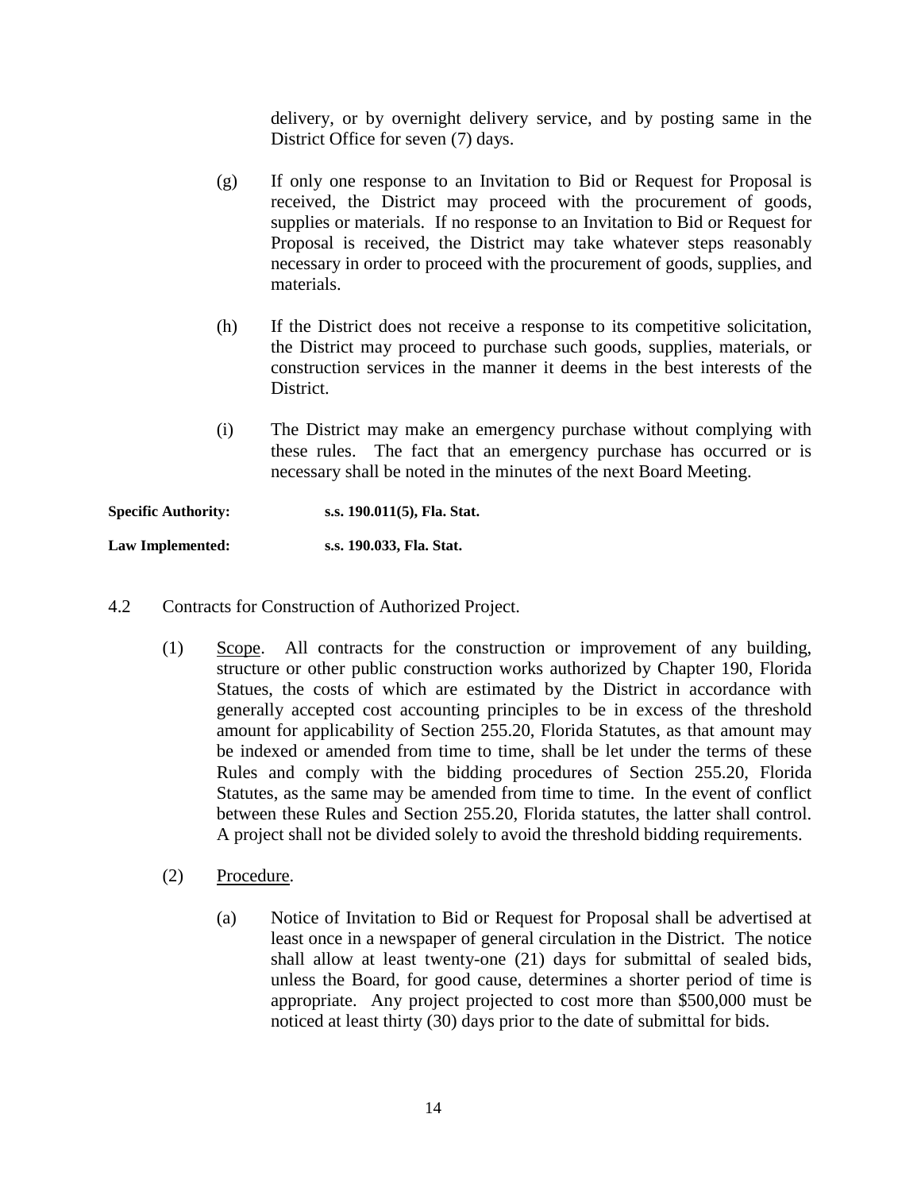delivery, or by overnight delivery service, and by posting same in the District Office for seven (7) days.

(g) If only one response to an Invitation to Bid or Request for Proposal is received, the District may proceed with the procurement of goods, supplies or materials. If no response to an Invitation to Bid or Request for Proposal is received, the District may take whatever steps reasonably necessary in order to proceed with the procurement of goods, supplies, and materials.

(h) If the District does not receive a response to its competitive solicitation, the District may proceed to purchase such goods, supplies, materials, or construction services in the manner it deems in the best interests of the District.

(i) The District may make an emergency purchase without complying with these rules. The fact that an emergency purchase has occurred or is necessary shall be noted in the minutes of the next Board Meeting.

**Specific Authority:** **s.s. 190.011(5), Fla. Stat.**

**Law Implemented:** **s.s. 190.033, Fla. Stat.**

4.2 Contracts for Construction of Authorized Project.

(1) Scope. All contracts for the construction or improvement of any building, structure or other public construction works authorized by Chapter 190, Florida Statues, the costs of which are estimated by the District in accordance with generally accepted cost accounting principles to be in excess of the threshold amount for applicability of Section 255.20, Florida Statutes, as that amount may be indexed or amended from time to time, shall be let under the terms of these Rules and comply with the bidding procedures of Section 255.20, Florida Statutes, as the same may be amended from time to time. In the event of conflict between these Rules and Section 255.20, Florida statutes, the latter shall control. A project shall not be divided solely to avoid the threshold bidding requirements.

(2) Procedure.

(a) Notice of Invitation to Bid or Request for Proposal shall be advertised at least once in a newspaper of general circulation in the District. The notice shall allow at least twenty-one (21) days for submittal of sealed bids, unless the Board, for good cause, determines a shorter period of time is appropriate. Any project projected to cost more than $500,000 must be noticed at least thirty (30) days prior to the date of submittal for bids.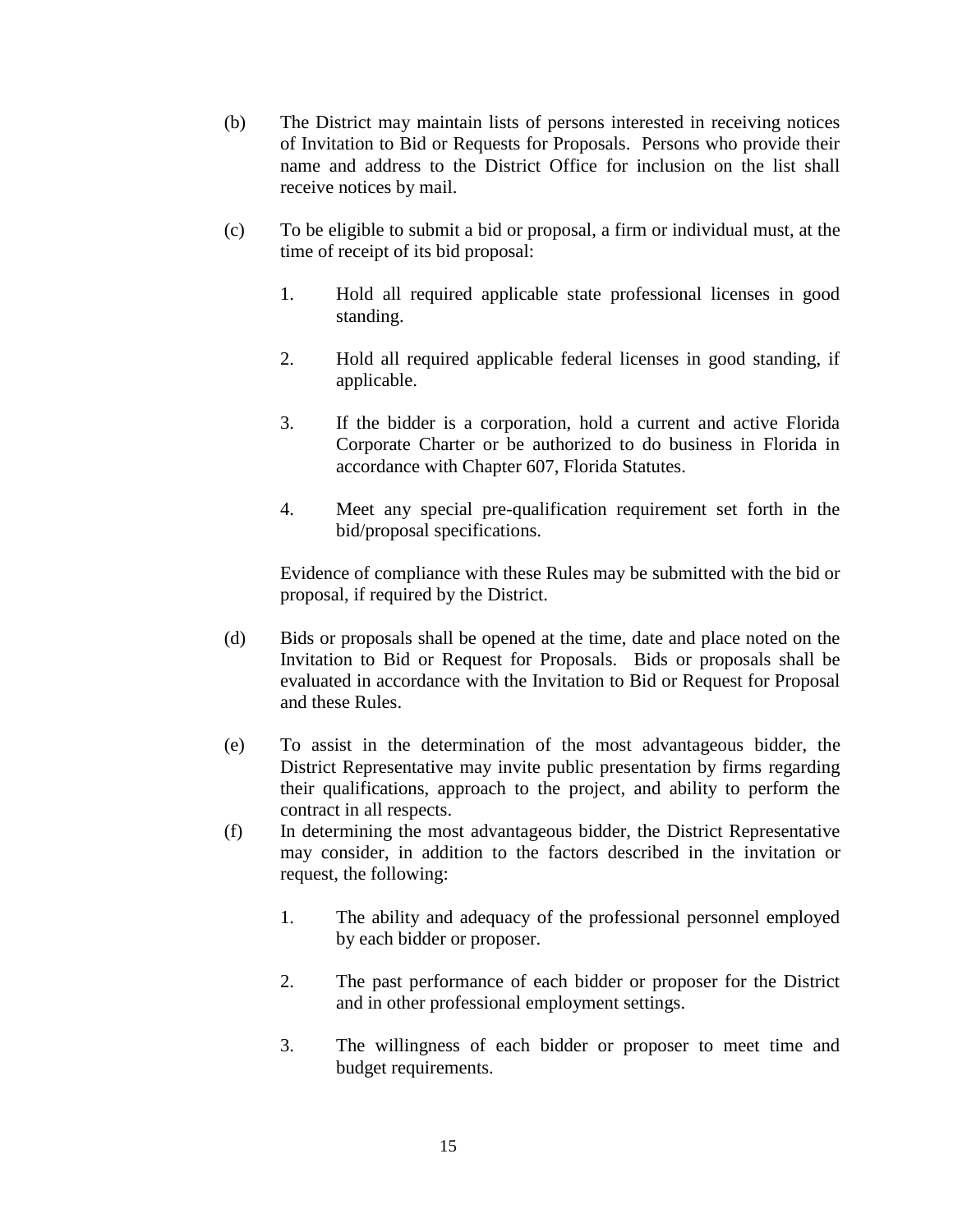(b) The District may maintain lists of persons interested in receiving notices of Invitation to Bid or Requests for Proposals. Persons who provide their name and address to the District Office for inclusion on the list shall receive notices by mail.

(c) To be eligible to submit a bid or proposal, a firm or individual must, at the time of receipt of its bid proposal:

1. Hold all required applicable state professional licenses in good standing.

2. Hold all required applicable federal licenses in good standing, if applicable.

3. If the bidder is a corporation, hold a current and active Florida Corporate Charter or be authorized to do business in Florida in accordance with Chapter 607, Florida Statutes.

4. Meet any special pre-qualification requirement set forth in the bid/proposal specifications.

Evidence of compliance with these Rules may be submitted with the bid or proposal, if required by the District.

(d) Bids or proposals shall be opened at the time, date and place noted on the Invitation to Bid or Request for Proposals. Bids or proposals shall be evaluated in accordance with the Invitation to Bid or Request for Proposal and these Rules.

(e) To assist in the determination of the most advantageous bidder, the District Representative may invite public presentation by firms regarding their qualifications, approach to the project, and ability to perform the contract in all respects.

(f) In determining the most advantageous bidder, the District Representative may consider, in addition to the factors described in the invitation or request, the following:

1. The ability and adequacy of the professional personnel employed by each bidder or proposer.

2. The past performance of each bidder or proposer for the District and in other professional employment settings.

3. The willingness of each bidder or proposer to meet time and budget requirements.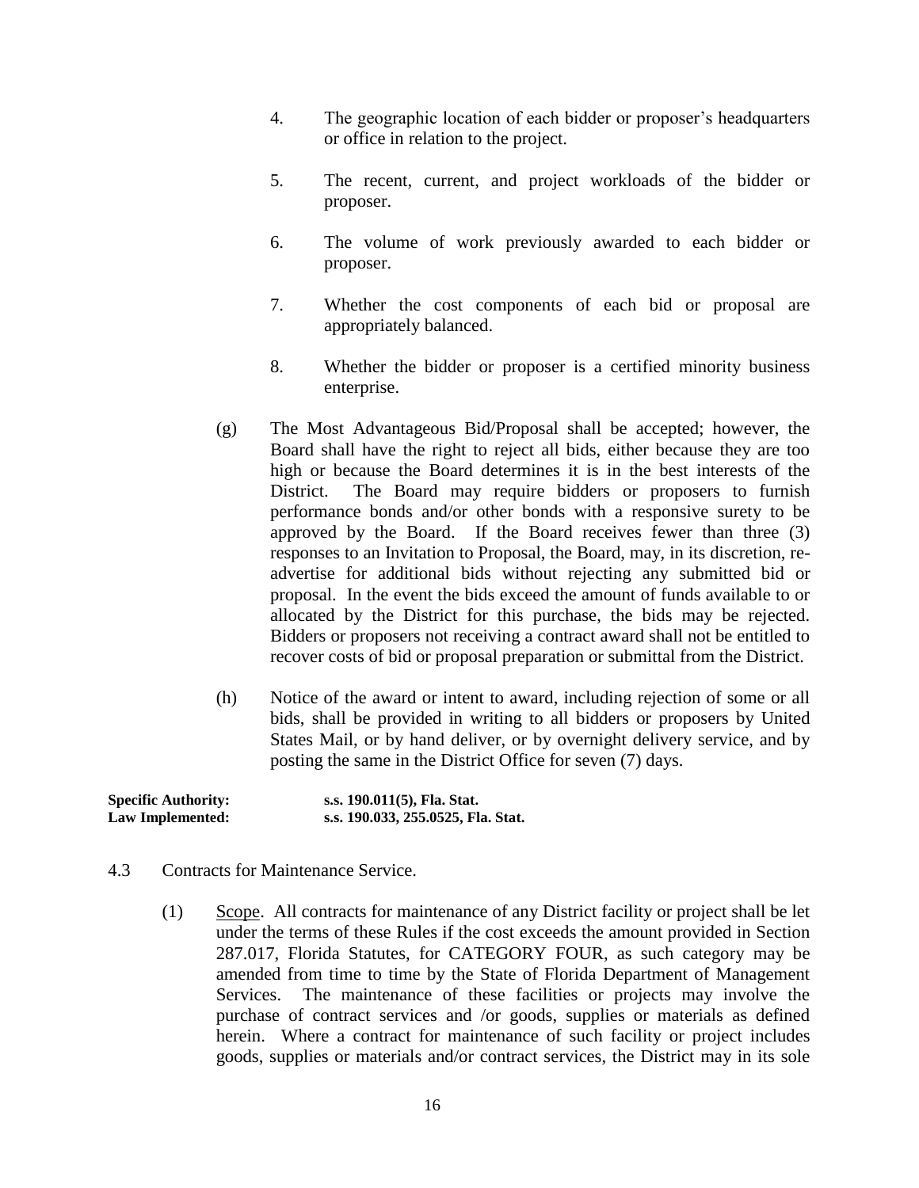4. The geographic location of each bidder or proposer's headquarters or office in relation to the project.

5. The recent, current, and project workloads of the bidder or proposer.

6. The volume of work previously awarded to each bidder or proposer.

7. Whether the cost components of each bid or proposal are appropriately balanced.

8. Whether the bidder or proposer is a certified minority business enterprise.

(g) The Most Advantageous Bid/Proposal shall be accepted; however, the Board shall have the right to reject all bids, either because they are too high or because the Board determines it is in the best interests of the District. The Board may require bidders or proposers to furnish performance bonds and/or other bonds with a responsive surety to be approved by the Board. If the Board receives fewer than three (3) responses to an Invitation to Proposal, the Board, may, in its discretion, re-advertise for additional bids without rejecting any submitted bid or proposal. In the event the bids exceed the amount of funds available to or allocated by the District for this purchase, the bids may be rejected. Bidders or proposers not receiving a contract award shall not be entitled to recover costs of bid or proposal preparation or submittal from the District.

(h) Notice of the award or intent to award, including rejection of some or all bids, shall be provided in writing to all bidders or proposers by United States Mail, or by hand deliver, or by overnight delivery service, and by posting the same in the District Office for seven (7) days.

**Specific Authority:** **s.s. 190.011(5), Fla. Stat.**
**Law Implemented:** **s.s. 190.033, 255.0525, Fla. Stat.**

4.3 Contracts for Maintenance Service.

(1) Scope. All contracts for maintenance of any District facility or project shall be let under the terms of these Rules if the cost exceeds the amount provided in Section 287.017, Florida Statutes, for CATEGORY FOUR, as such category may be amended from time to time by the State of Florida Department of Management Services. The maintenance of these facilities or projects may involve the purchase of contract services and /or goods, supplies or materials as defined herein. Where a contract for maintenance of such facility or project includes goods, supplies or materials and/or contract services, the District may in its sole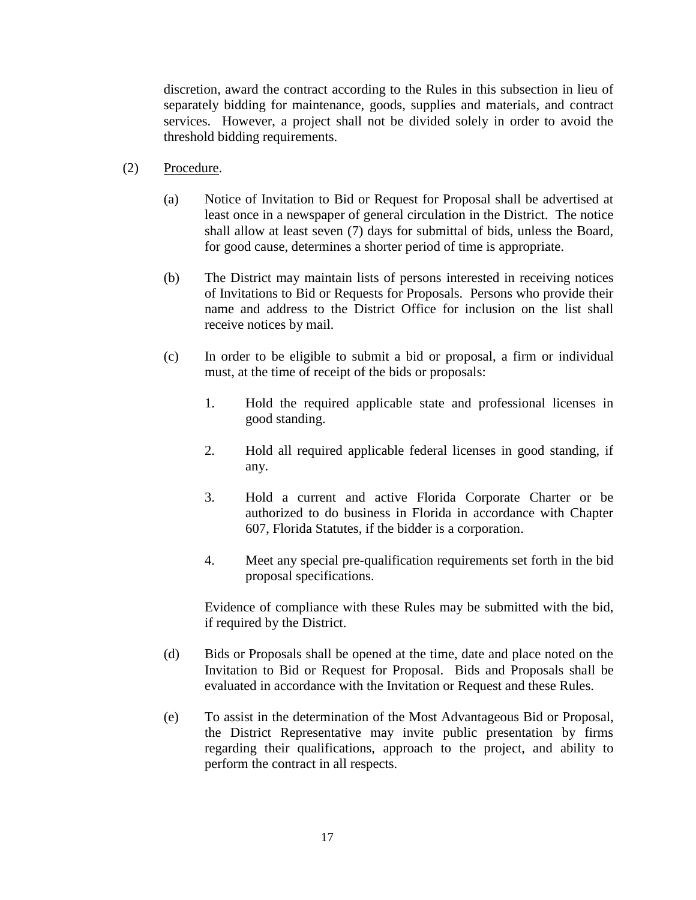discretion, award the contract according to the Rules in this subsection in lieu of separately bidding for maintenance, goods, supplies and materials, and contract services. However, a project shall not be divided solely in order to avoid the threshold bidding requirements.

(2) Procedure.

(a) Notice of Invitation to Bid or Request for Proposal shall be advertised at least once in a newspaper of general circulation in the District. The notice shall allow at least seven (7) days for submittal of bids, unless the Board, for good cause, determines a shorter period of time is appropriate.

(b) The District may maintain lists of persons interested in receiving notices of Invitations to Bid or Requests for Proposals. Persons who provide their name and address to the District Office for inclusion on the list shall receive notices by mail.

(c) In order to be eligible to submit a bid or proposal, a firm or individual must, at the time of receipt of the bids or proposals:

1. Hold the required applicable state and professional licenses in good standing.

2. Hold all required applicable federal licenses in good standing, if any.

3. Hold a current and active Florida Corporate Charter or be authorized to do business in Florida in accordance with Chapter 607, Florida Statutes, if the bidder is a corporation.

4. Meet any special pre-qualification requirements set forth in the bid proposal specifications.

Evidence of compliance with these Rules may be submitted with the bid, if required by the District.

(d) Bids or Proposals shall be opened at the time, date and place noted on the Invitation to Bid or Request for Proposal. Bids and Proposals shall be evaluated in accordance with the Invitation or Request and these Rules.

(e) To assist in the determination of the Most Advantageous Bid or Proposal, the District Representative may invite public presentation by firms regarding their qualifications, approach to the project, and ability to perform the contract in all respects.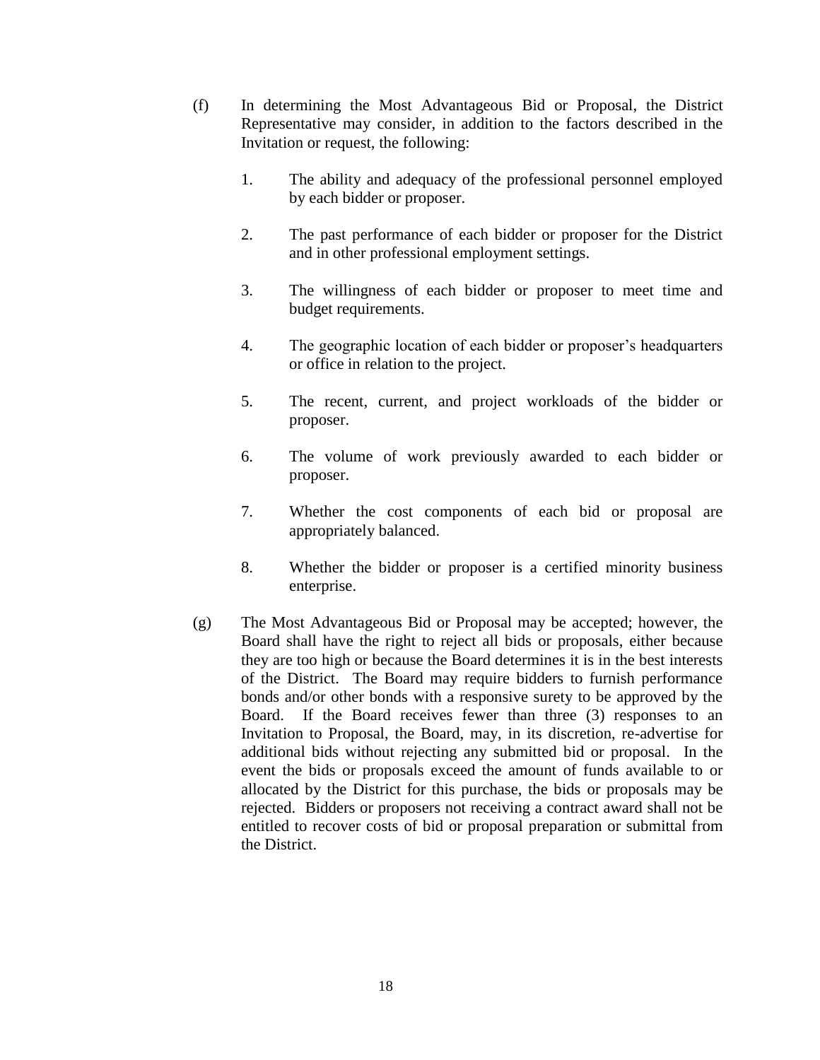(f) In determining the Most Advantageous Bid or Proposal, the District Representative may consider, in addition to the factors described in the Invitation or request, the following:

1. The ability and adequacy of the professional personnel employed by each bidder or proposer.

2. The past performance of each bidder or proposer for the District and in other professional employment settings.

3. The willingness of each bidder or proposer to meet time and budget requirements.

4. The geographic location of each bidder or proposer's headquarters or office in relation to the project.

5. The recent, current, and project workloads of the bidder or proposer.

6. The volume of work previously awarded to each bidder or proposer.

7. Whether the cost components of each bid or proposal are appropriately balanced.

8. Whether the bidder or proposer is a certified minority business enterprise.

(g) The Most Advantageous Bid or Proposal may be accepted; however, the Board shall have the right to reject all bids or proposals, either because they are too high or because the Board determines it is in the best interests of the District. The Board may require bidders to furnish performance bonds and/or other bonds with a responsive surety to be approved by the Board. If the Board receives fewer than three (3) responses to an Invitation to Proposal, the Board, may, in its discretion, re-advertise for additional bids without rejecting any submitted bid or proposal. In the event the bids or proposals exceed the amount of funds available to or allocated by the District for this purchase, the bids or proposals may be rejected. Bidders or proposers not receiving a contract award shall not be entitled to recover costs of bid or proposal preparation or submittal from the District.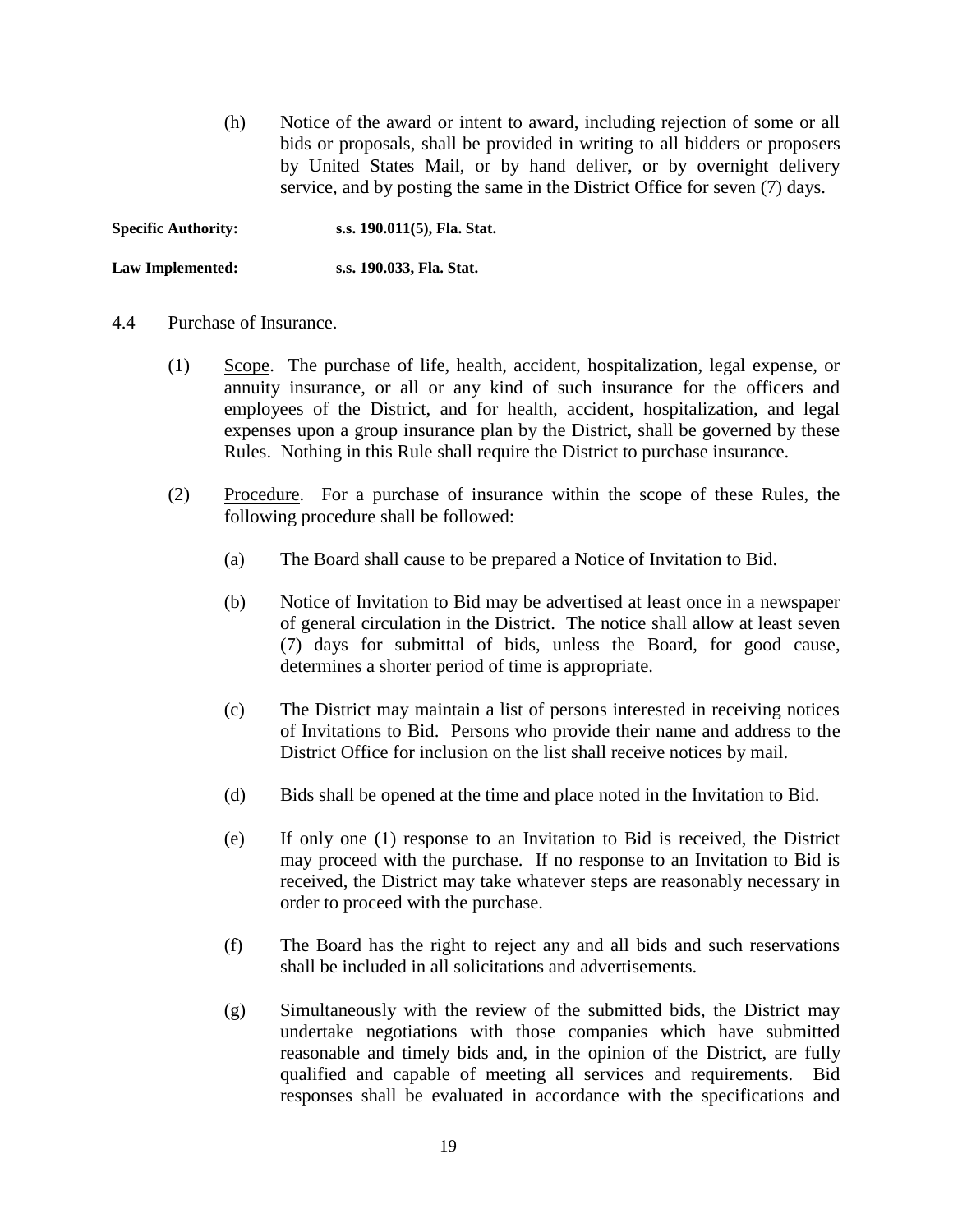(h) Notice of the award or intent to award, including rejection of some or all bids or proposals, shall be provided in writing to all bidders or proposers by United States Mail, or by hand deliver, or by overnight delivery service, and by posting the same in the District Office for seven (7) days.

**Specific Authority:** **s.s. 190.011(5), Fla. Stat.**

**Law Implemented:** **s.s. 190.033, Fla. Stat.**

4.4 Purchase of Insurance.

(1) Scope. The purchase of life, health, accident, hospitalization, legal expense, or annuity insurance, or all or any kind of such insurance for the officers and employees of the District, and for health, accident, hospitalization, and legal expenses upon a group insurance plan by the District, shall be governed by these Rules. Nothing in this Rule shall require the District to purchase insurance.

(2) Procedure. For a purchase of insurance within the scope of these Rules, the following procedure shall be followed:

(a) The Board shall cause to be prepared a Notice of Invitation to Bid.

(b) Notice of Invitation to Bid may be advertised at least once in a newspaper of general circulation in the District. The notice shall allow at least seven (7) days for submittal of bids, unless the Board, for good cause, determines a shorter period of time is appropriate.

(c) The District may maintain a list of persons interested in receiving notices of Invitations to Bid. Persons who provide their name and address to the District Office for inclusion on the list shall receive notices by mail.

(d) Bids shall be opened at the time and place noted in the Invitation to Bid.

(e) If only one (1) response to an Invitation to Bid is received, the District may proceed with the purchase. If no response to an Invitation to Bid is received, the District may take whatever steps are reasonably necessary in order to proceed with the purchase.

(f) The Board has the right to reject any and all bids and such reservations shall be included in all solicitations and advertisements.

(g) Simultaneously with the review of the submitted bids, the District may undertake negotiations with those companies which have submitted reasonable and timely bids and, in the opinion of the District, are fully qualified and capable of meeting all services and requirements. Bid responses shall be evaluated in accordance with the specifications and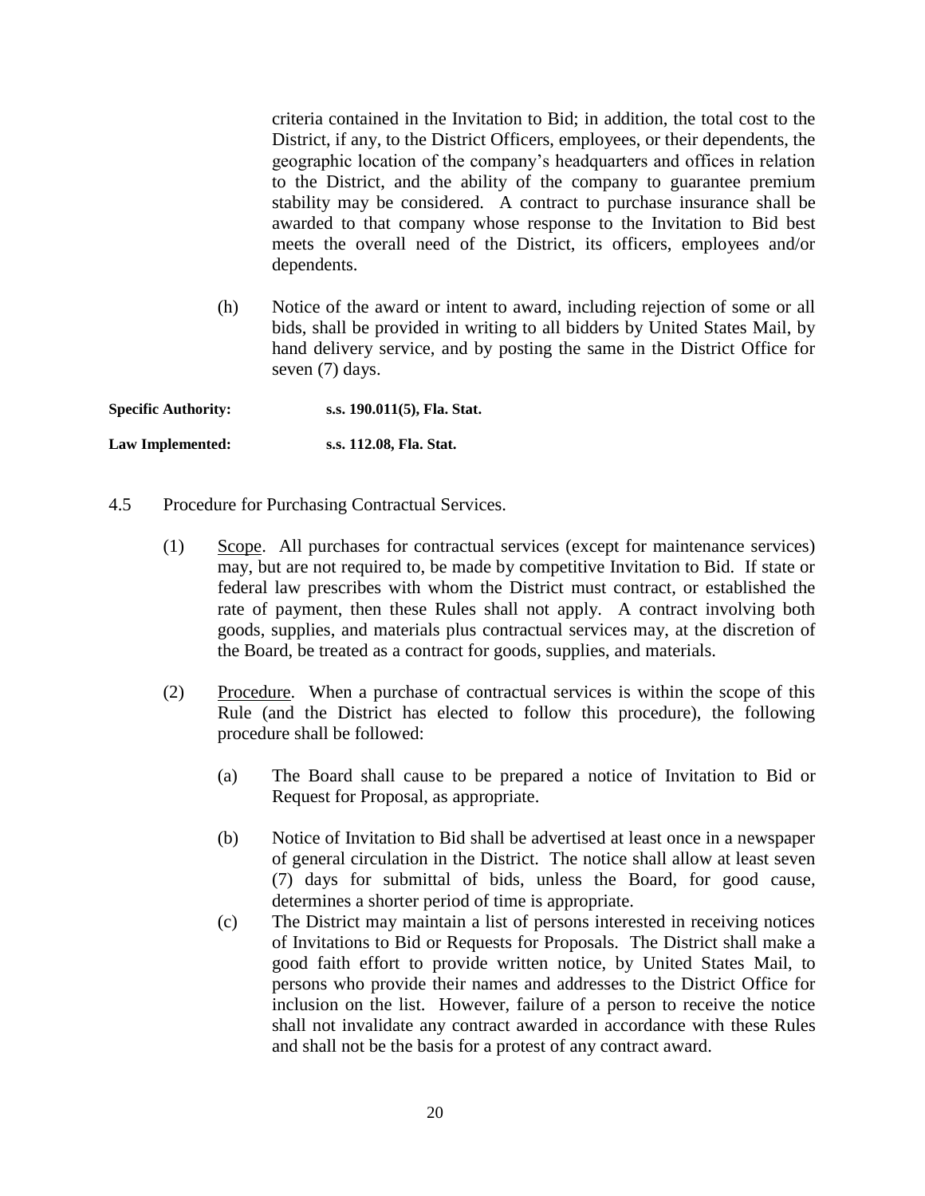criteria contained in the Invitation to Bid; in addition, the total cost to the District, if any, to the District Officers, employees, or their dependents, the geographic location of the company's headquarters and offices in relation to the District, and the ability of the company to guarantee premium stability may be considered. A contract to purchase insurance shall be awarded to that company whose response to the Invitation to Bid best meets the overall need of the District, its officers, employees and/or dependents.

(h) Notice of the award or intent to award, including rejection of some or all bids, shall be provided in writing to all bidders by United States Mail, by hand delivery service, and by posting the same in the District Office for seven (7) days.

**Specific Authority:** **s.s. 190.011(5), Fla. Stat.**

**Law Implemented:** **s.s. 112.08, Fla. Stat.**

4.5 Procedure for Purchasing Contractual Services.

(1) Scope. All purchases for contractual services (except for maintenance services) may, but are not required to, be made by competitive Invitation to Bid. If state or federal law prescribes with whom the District must contract, or established the rate of payment, then these Rules shall not apply. A contract involving both goods, supplies, and materials plus contractual services may, at the discretion of the Board, be treated as a contract for goods, supplies, and materials.

(2) Procedure. When a purchase of contractual services is within the scope of this Rule (and the District has elected to follow this procedure), the following procedure shall be followed:

(a) The Board shall cause to be prepared a notice of Invitation to Bid or Request for Proposal, as appropriate.

(b) Notice of Invitation to Bid shall be advertised at least once in a newspaper of general circulation in the District. The notice shall allow at least seven (7) days for submittal of bids, unless the Board, for good cause, determines a shorter period of time is appropriate.

(c) The District may maintain a list of persons interested in receiving notices of Invitations to Bid or Requests for Proposals. The District shall make a good faith effort to provide written notice, by United States Mail, to persons who provide their names and addresses to the District Office for inclusion on the list. However, failure of a person to receive the notice shall not invalidate any contract awarded in accordance with these Rules and shall not be the basis for a protest of any contract award.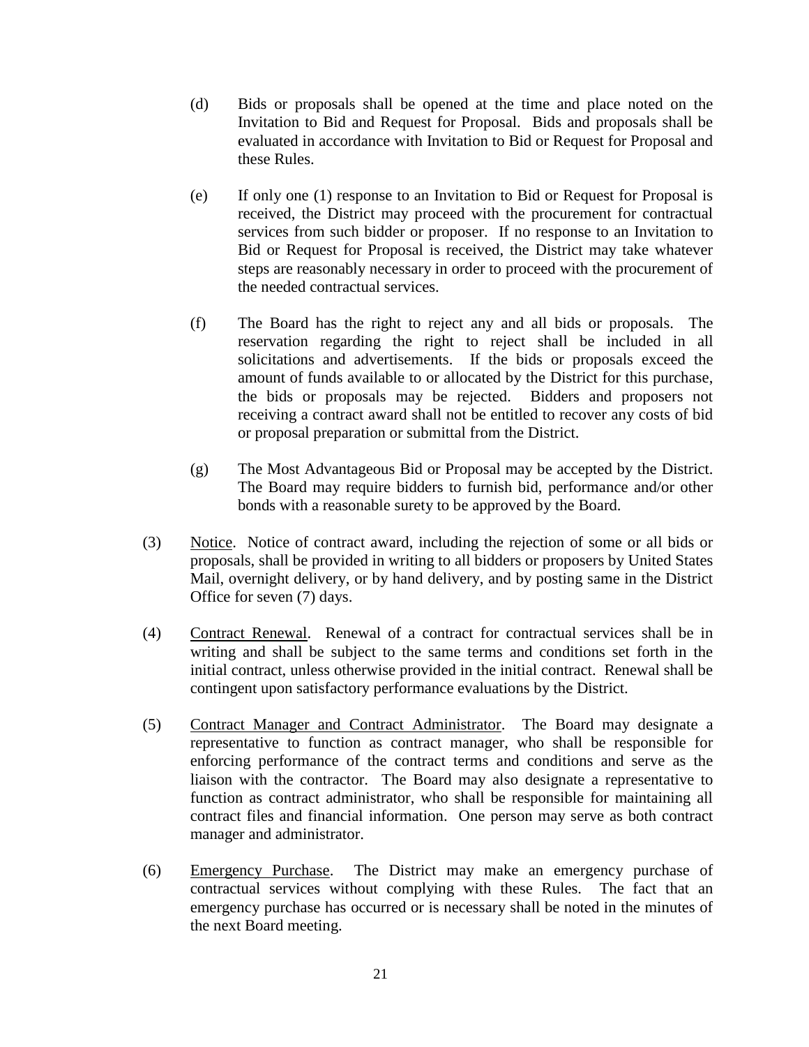(d) Bids or proposals shall be opened at the time and place noted on the Invitation to Bid and Request for Proposal. Bids and proposals shall be evaluated in accordance with Invitation to Bid or Request for Proposal and these Rules.

(e) If only one (1) response to an Invitation to Bid or Request for Proposal is received, the District may proceed with the procurement for contractual services from such bidder or proposer. If no response to an Invitation to Bid or Request for Proposal is received, the District may take whatever steps are reasonably necessary in order to proceed with the procurement of the needed contractual services.

(f) The Board has the right to reject any and all bids or proposals. The reservation regarding the right to reject shall be included in all solicitations and advertisements. If the bids or proposals exceed the amount of funds available to or allocated by the District for this purchase, the bids or proposals may be rejected. Bidders and proposers not receiving a contract award shall not be entitled to recover any costs of bid or proposal preparation or submittal from the District.

(g) The Most Advantageous Bid or Proposal may be accepted by the District. The Board may require bidders to furnish bid, performance and/or other bonds with a reasonable surety to be approved by the Board.

(3) Notice. Notice of contract award, including the rejection of some or all bids or proposals, shall be provided in writing to all bidders or proposers by United States Mail, overnight delivery, or by hand delivery, and by posting same in the District Office for seven (7) days.

(4) Contract Renewal. Renewal of a contract for contractual services shall be in writing and shall be subject to the same terms and conditions set forth in the initial contract, unless otherwise provided in the initial contract. Renewal shall be contingent upon satisfactory performance evaluations by the District.

(5) Contract Manager and Contract Administrator. The Board may designate a representative to function as contract manager, who shall be responsible for enforcing performance of the contract terms and conditions and serve as the liaison with the contractor. The Board may also designate a representative to function as contract administrator, who shall be responsible for maintaining all contract files and financial information. One person may serve as both contract manager and administrator.

(6) Emergency Purchase. The District may make an emergency purchase of contractual services without complying with these Rules. The fact that an emergency purchase has occurred or is necessary shall be noted in the minutes of the next Board meeting.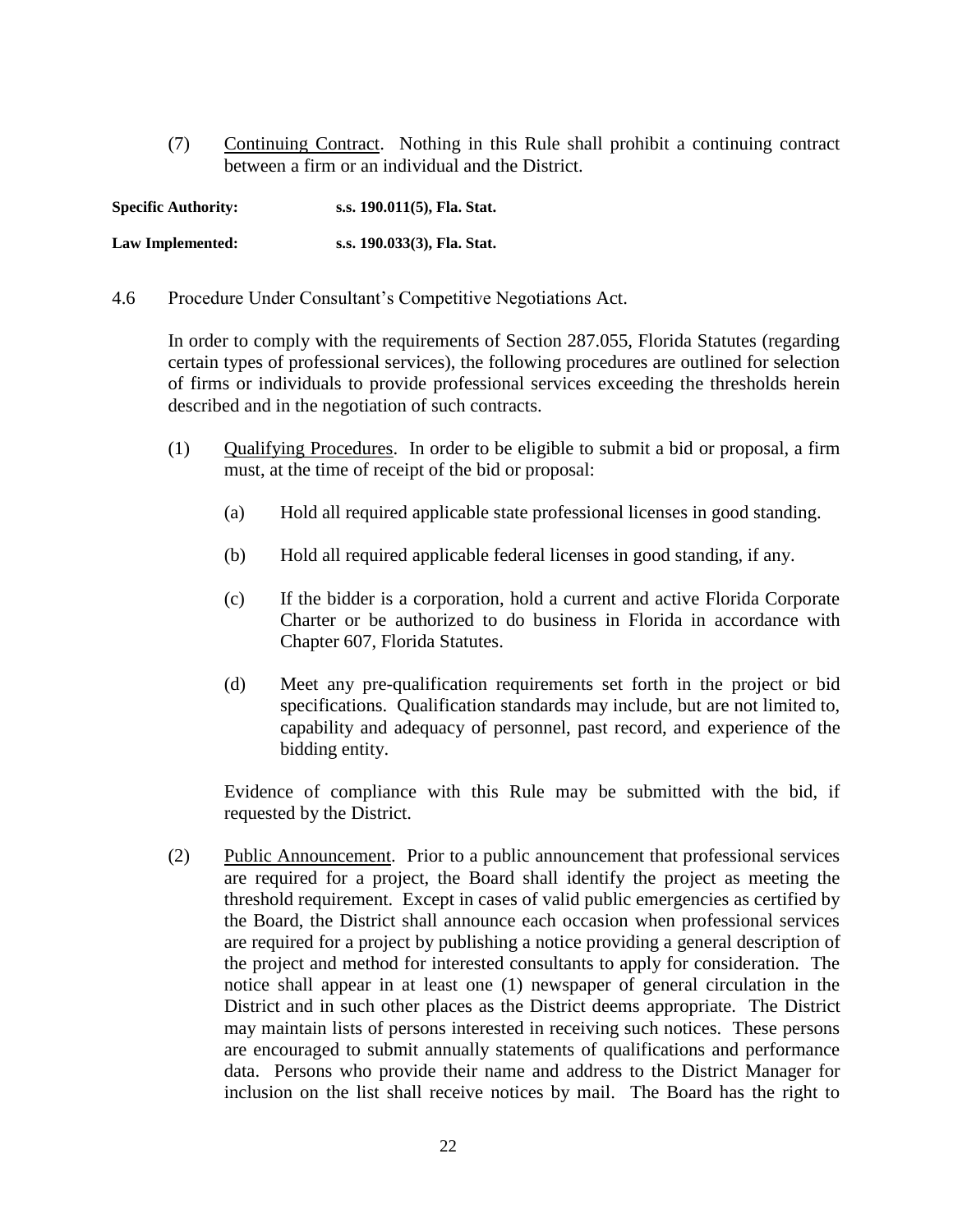(7) Underline: Continuing Contract. Nothing in this Rule shall prohibit a continuing contract between a firm or an individual and the District.

**Specific Authority:** **s.s. 190.011(5), Fla. Stat.**

**Law Implemented:** **s.s. 190.033(3), Fla. Stat.**

4.6 Procedure Under Consultant's Competitive Negotiations Act.

In order to comply with the requirements of Section 287.055, Florida Statutes (regarding certain types of professional services), the following procedures are outlined for selection of firms or individuals to provide professional services exceeding the thresholds herein described and in the negotiation of such contracts.

(1) Qualifying Procedures. In order to be eligible to submit a bid or proposal, a firm must, at the time of receipt of the bid or proposal:

(a) Hold all required applicable state professional licenses in good standing.

(b) Hold all required applicable federal licenses in good standing, if any.

(c) If the bidder is a corporation, hold a current and active Florida Corporate Charter or be authorized to do business in Florida in accordance with Chapter 607, Florida Statutes.

(d) Meet any pre-qualification requirements set forth in the project or bid specifications. Qualification standards may include, but are not limited to, capability and adequacy of personnel, past record, and experience of the bidding entity.

Evidence of compliance with this Rule may be submitted with the bid, if requested by the District.

(2) Public Announcement. Prior to a public announcement that professional services are required for a project, the Board shall identify the project as meeting the threshold requirement. Except in cases of valid public emergencies as certified by the Board, the District shall announce each occasion when professional services are required for a project by publishing a notice providing a general description of the project and method for interested consultants to apply for consideration. The notice shall appear in at least one (1) newspaper of general circulation in the District and in such other places as the District deems appropriate. The District may maintain lists of persons interested in receiving such notices. These persons are encouraged to submit annually statements of qualifications and performance data. Persons who provide their name and address to the District Manager for inclusion on the list shall receive notices by mail. The Board has the right to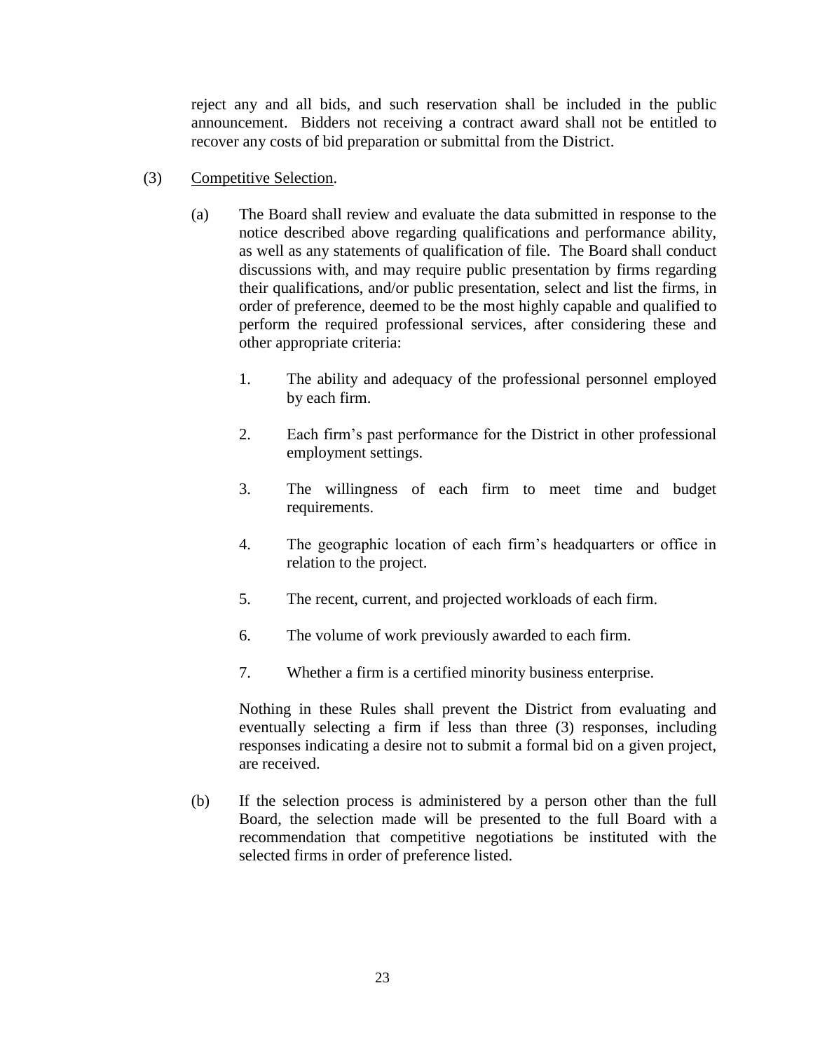reject any and all bids, and such reservation shall be included in the public announcement. Bidders not receiving a contract award shall not be entitled to recover any costs of bid preparation or submittal from the District.

(3) Competitive Selection.

(a) The Board shall review and evaluate the data submitted in response to the notice described above regarding qualifications and performance ability, as well as any statements of qualification of file. The Board shall conduct discussions with, and may require public presentation by firms regarding their qualifications, and/or public presentation, select and list the firms, in order of preference, deemed to be the most highly capable and qualified to perform the required professional services, after considering these and other appropriate criteria:

1. The ability and adequacy of the professional personnel employed by each firm.

2. Each firm's past performance for the District in other professional employment settings.

3. The willingness of each firm to meet time and budget requirements.

4. The geographic location of each firm's headquarters or office in relation to the project.

5. The recent, current, and projected workloads of each firm.

6. The volume of work previously awarded to each firm.

7. Whether a firm is a certified minority business enterprise.

Nothing in these Rules shall prevent the District from evaluating and eventually selecting a firm if less than three (3) responses, including responses indicating a desire not to submit a formal bid on a given project, are received.

(b) If the selection process is administered by a person other than the full Board, the selection made will be presented to the full Board with a recommendation that competitive negotiations be instituted with the selected firms in order of preference listed.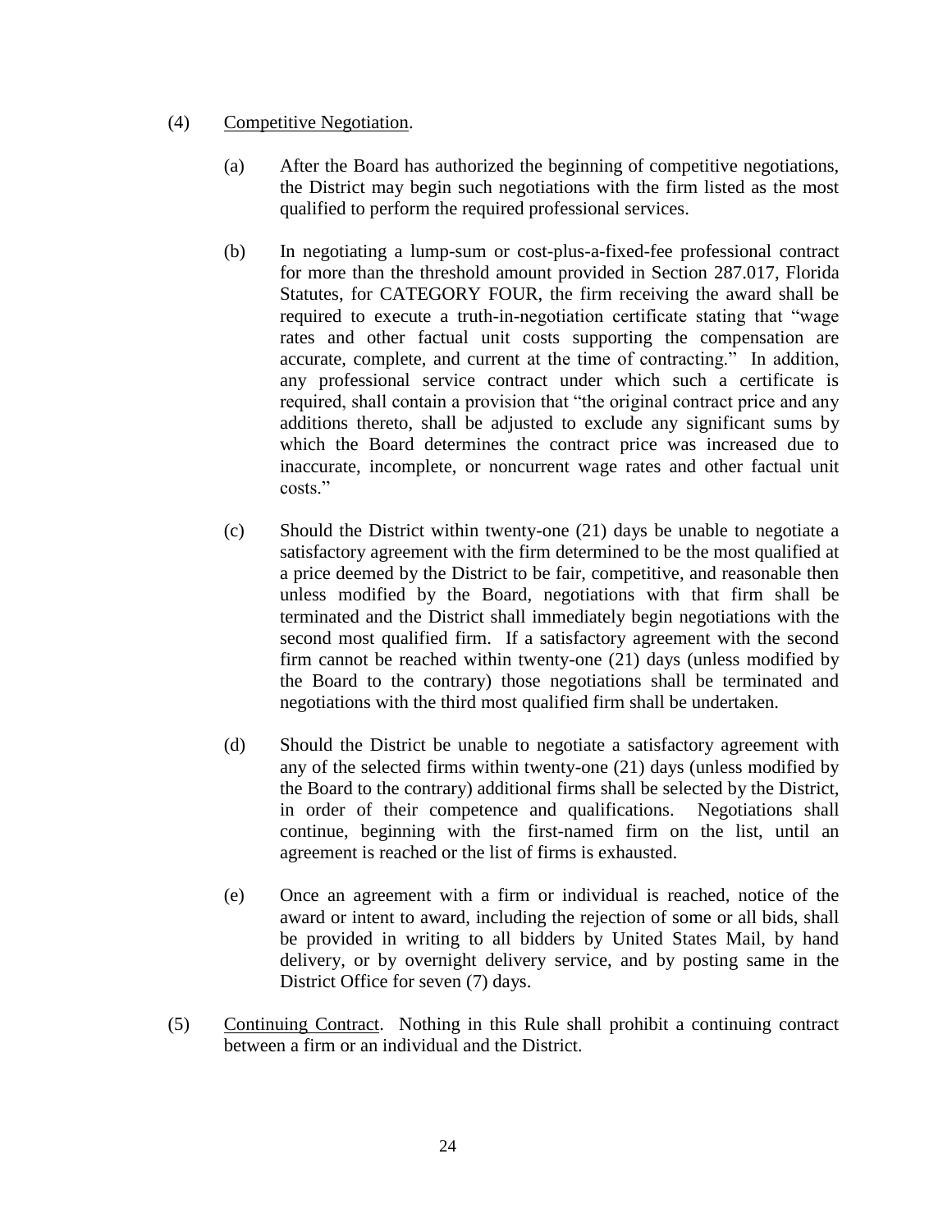(4) Competitive Negotiation.

(a) After the Board has authorized the beginning of competitive negotiations, the District may begin such negotiations with the firm listed as the most qualified to perform the required professional services.

(b) In negotiating a lump-sum or cost-plus-a-fixed-fee professional contract for more than the threshold amount provided in Section 287.017, Florida Statutes, for CATEGORY FOUR, the firm receiving the award shall be required to execute a truth-in-negotiation certificate stating that "wage rates and other factual unit costs supporting the compensation are accurate, complete, and current at the time of contracting." In addition, any professional service contract under which such a certificate is required, shall contain a provision that "the original contract price and any additions thereto, shall be adjusted to exclude any significant sums by which the Board determines the contract price was increased due to inaccurate, incomplete, or noncurrent wage rates and other factual unit costs."

(c) Should the District within twenty-one (21) days be unable to negotiate a satisfactory agreement with the firm determined to be the most qualified at a price deemed by the District to be fair, competitive, and reasonable then unless modified by the Board, negotiations with that firm shall be terminated and the District shall immediately begin negotiations with the second most qualified firm. If a satisfactory agreement with the second firm cannot be reached within twenty-one (21) days (unless modified by the Board to the contrary) those negotiations shall be terminated and negotiations with the third most qualified firm shall be undertaken.

(d) Should the District be unable to negotiate a satisfactory agreement with any of the selected firms within twenty-one (21) days (unless modified by the Board to the contrary) additional firms shall be selected by the District, in order of their competence and qualifications. Negotiations shall continue, beginning with the first-named firm on the list, until an agreement is reached or the list of firms is exhausted.

(e) Once an agreement with a firm or individual is reached, notice of the award or intent to award, including the rejection of some or all bids, shall be provided in writing to all bidders by United States Mail, by hand delivery, or by overnight delivery service, and by posting same in the District Office for seven (7) days.

(5) Continuing Contract. Nothing in this Rule shall prohibit a continuing contract between a firm or an individual and the District.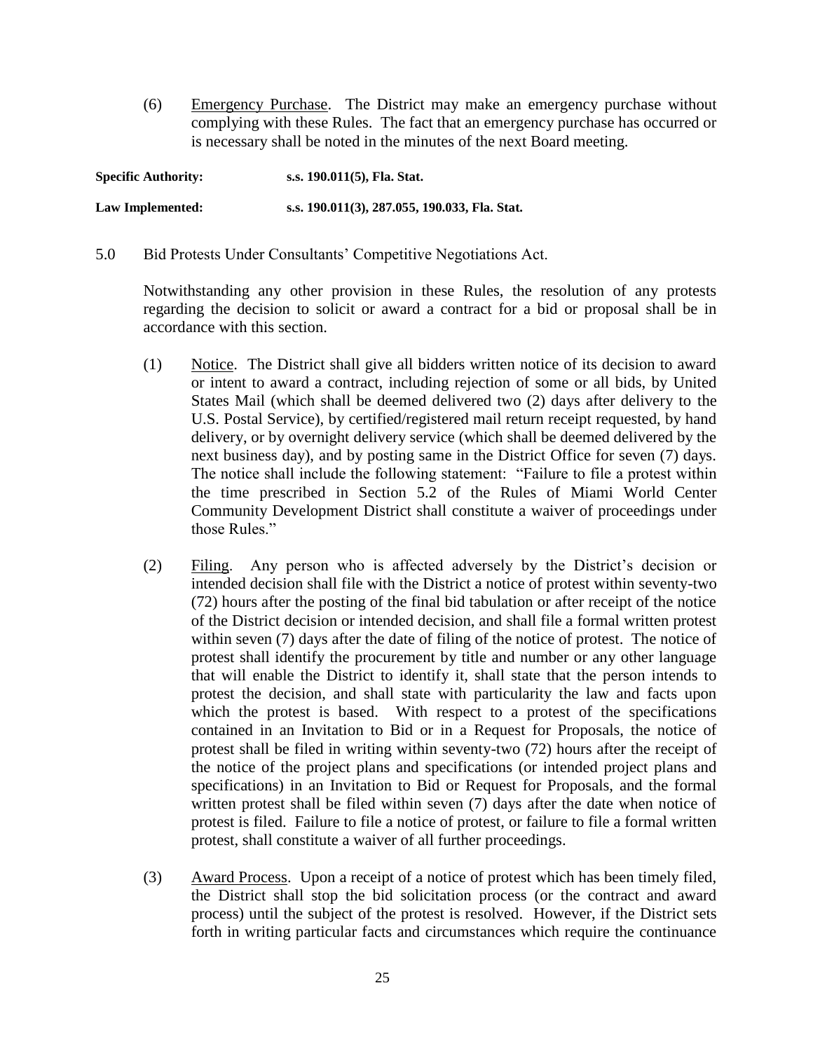(6) Emergency Purchase. The District may make an emergency purchase without complying with these Rules. The fact that an emergency purchase has occurred or is necessary shall be noted in the minutes of the next Board meeting.

**Specific Authority:** **s.s. 190.011(5), Fla. Stat.**

**Law Implemented:** **s.s. 190.011(3), 287.055, 190.033, Fla. Stat.**

5.0 Bid Protests Under Consultants' Competitive Negotiations Act.

Notwithstanding any other provision in these Rules, the resolution of any protests regarding the decision to solicit or award a contract for a bid or proposal shall be in accordance with this section.

(1) Notice. The District shall give all bidders written notice of its decision to award or intent to award a contract, including rejection of some or all bids, by United States Mail (which shall be deemed delivered two (2) days after delivery to the U.S. Postal Service), by certified/registered mail return receipt requested, by hand delivery, or by overnight delivery service (which shall be deemed delivered by the next business day), and by posting same in the District Office for seven (7) days. The notice shall include the following statement: "Failure to file a protest within the time prescribed in Section 5.2 of the Rules of Miami World Center Community Development District shall constitute a waiver of proceedings under those Rules."

(2) Filing. Any person who is affected adversely by the District's decision or intended decision shall file with the District a notice of protest within seventy-two (72) hours after the posting of the final bid tabulation or after receipt of the notice of the District decision or intended decision, and shall file a formal written protest within seven (7) days after the date of filing of the notice of protest. The notice of protest shall identify the procurement by title and number or any other language that will enable the District to identify it, shall state that the person intends to protest the decision, and shall state with particularity the law and facts upon which the protest is based. With respect to a protest of the specifications contained in an Invitation to Bid or in a Request for Proposals, the notice of protest shall be filed in writing within seventy-two (72) hours after the receipt of the notice of the project plans and specifications (or intended project plans and specifications) in an Invitation to Bid or Request for Proposals, and the formal written protest shall be filed within seven (7) days after the date when notice of protest is filed. Failure to file a notice of protest, or failure to file a formal written protest, shall constitute a waiver of all further proceedings.

(3) Award Process. Upon a receipt of a notice of protest which has been timely filed, the District shall stop the bid solicitation process (or the contract and award process) until the subject of the protest is resolved. However, if the District sets forth in writing particular facts and circumstances which require the continuance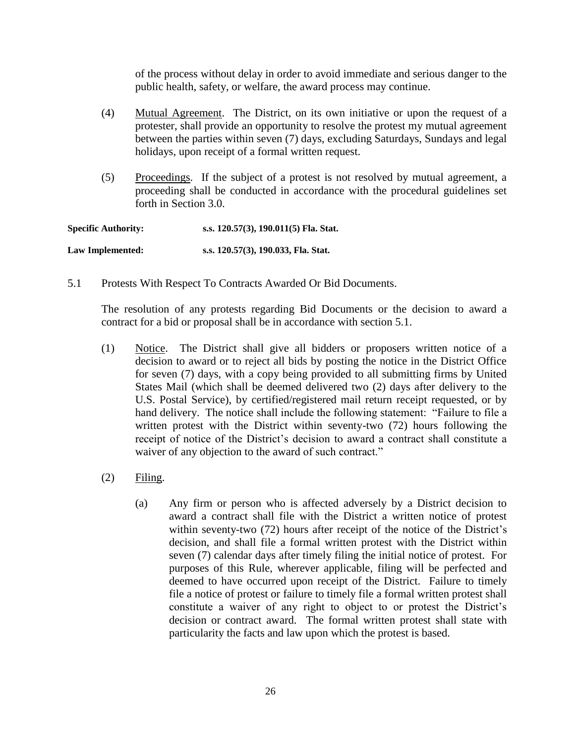of the process without delay in order to avoid immediate and serious danger to the public health, safety, or welfare, the award process may continue.

(4) Mutual Agreement. The District, on its own initiative or upon the request of a protester, shall provide an opportunity to resolve the protest my mutual agreement between the parties within seven (7) days, excluding Saturdays, Sundays and legal holidays, upon receipt of a formal written request.

(5) Proceedings. If the subject of a protest is not resolved by mutual agreement, a proceeding shall be conducted in accordance with the procedural guidelines set forth in Section 3.0.

**Specific Authority:** **s.s. 120.57(3), 190.011(5) Fla. Stat.**

**Law Implemented:** **s.s. 120.57(3), 190.033, Fla. Stat.**

5.1 Protests With Respect To Contracts Awarded Or Bid Documents.

The resolution of any protests regarding Bid Documents or the decision to award a contract for a bid or proposal shall be in accordance with section 5.1.

(1) Notice. The District shall give all bidders or proposers written notice of a decision to award or to reject all bids by posting the notice in the District Office for seven (7) days, with a copy being provided to all submitting firms by United States Mail (which shall be deemed delivered two (2) days after delivery to the U.S. Postal Service), by certified/registered mail return receipt requested, or by hand delivery. The notice shall include the following statement: "Failure to file a written protest with the District within seventy-two (72) hours following the receipt of notice of the District's decision to award a contract shall constitute a waiver of any objection to the award of such contract."

(2) Filing.

(a) Any firm or person who is affected adversely by a District decision to award a contract shall file with the District a written notice of protest within seventy-two (72) hours after receipt of the notice of the District's decision, and shall file a formal written protest with the District within seven (7) calendar days after timely filing the initial notice of protest. For purposes of this Rule, wherever applicable, filing will be perfected and deemed to have occurred upon receipt of the District. Failure to timely file a notice of protest or failure to timely file a formal written protest shall constitute a waiver of any right to object to or protest the District's decision or contract award. The formal written protest shall state with particularity the facts and law upon which the protest is based.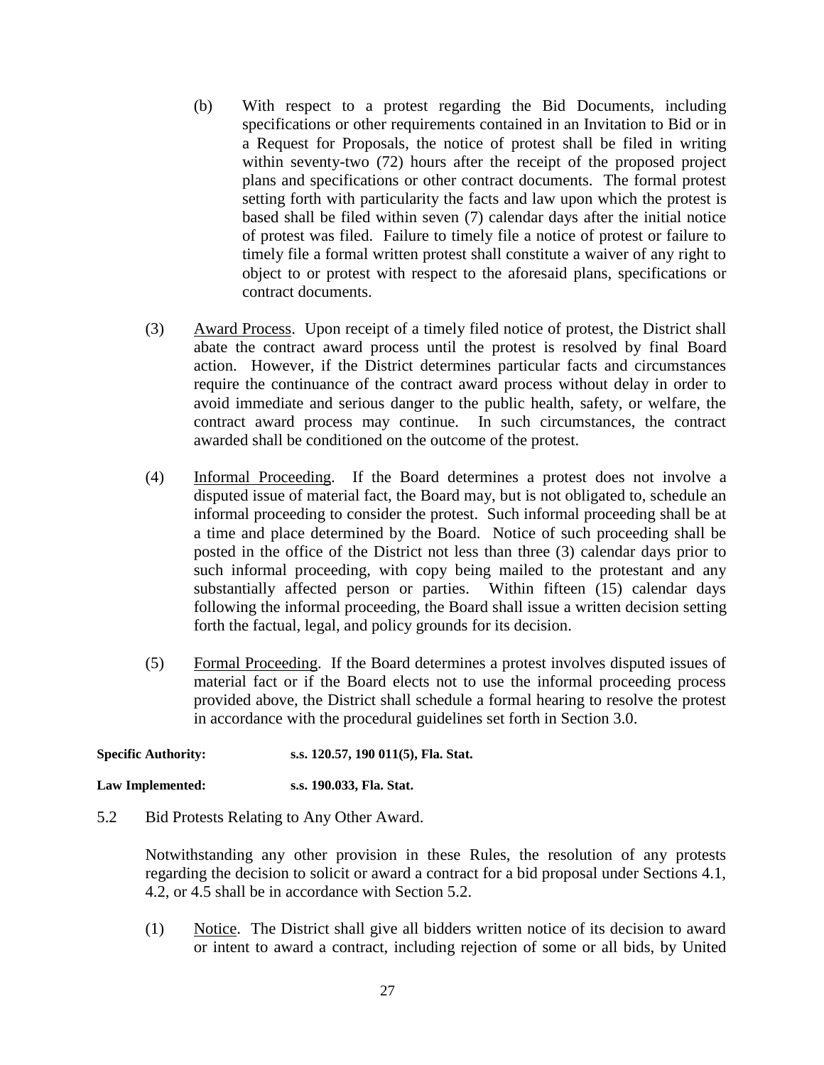(b) With respect to a protest regarding the Bid Documents, including specifications or other requirements contained in an Invitation to Bid or in a Request for Proposals, the notice of protest shall be filed in writing within seventy-two (72) hours after the receipt of the proposed project plans and specifications or other contract documents. The formal protest setting forth with particularity the facts and law upon which the protest is based shall be filed within seven (7) calendar days after the initial notice of protest was filed. Failure to timely file a notice of protest or failure to timely file a formal written protest shall constitute a waiver of any right to object to or protest with respect to the aforesaid plans, specifications or contract documents.

(3) Award Process. Upon receipt of a timely filed notice of protest, the District shall abate the contract award process until the protest is resolved by final Board action. However, if the District determines particular facts and circumstances require the continuance of the contract award process without delay in order to avoid immediate and serious danger to the public health, safety, or welfare, the contract award process may continue. In such circumstances, the contract awarded shall be conditioned on the outcome of the protest.

(4) Informal Proceeding. If the Board determines a protest does not involve a disputed issue of material fact, the Board may, but is not obligated to, schedule an informal proceeding to consider the protest. Such informal proceeding shall be at a time and place determined by the Board. Notice of such proceeding shall be posted in the office of the District not less than three (3) calendar days prior to such informal proceeding, with copy being mailed to the protestant and any substantially affected person or parties. Within fifteen (15) calendar days following the informal proceeding, the Board shall issue a written decision setting forth the factual, legal, and policy grounds for its decision.

(5) Formal Proceeding. If the Board determines a protest involves disputed issues of material fact or if the Board elects not to use the informal proceeding process provided above, the District shall schedule a formal hearing to resolve the protest in accordance with the procedural guidelines set forth in Section 3.0.

**Specific Authority:** **s.s. 120.57, 190 011(5), Fla. Stat.**

**Law Implemented:** **s.s. 190.033, Fla. Stat.**

5.2 Bid Protests Relating to Any Other Award.

Notwithstanding any other provision in these Rules, the resolution of any protests regarding the decision to solicit or award a contract for a bid proposal under Sections 4.1, 4.2, or 4.5 shall be in accordance with Section 5.2.

(1) Notice. The District shall give all bidders written notice of its decision to award or intent to award a contract, including rejection of some or all bids, by United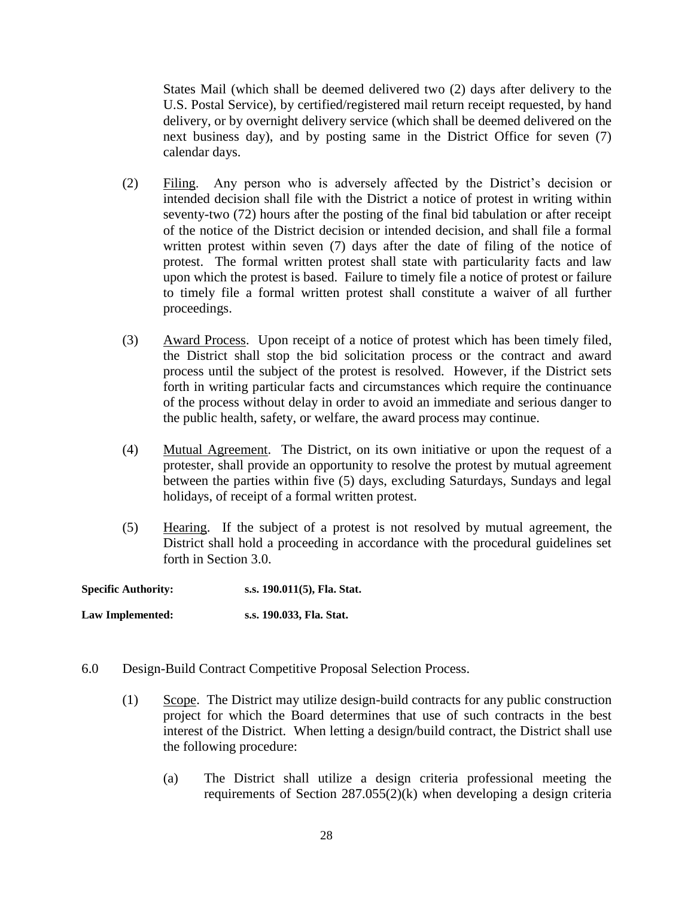States Mail (which shall be deemed delivered two (2) days after delivery to the U.S. Postal Service), by certified/registered mail return receipt requested, by hand delivery, or by overnight delivery service (which shall be deemed delivered on the next business day), and by posting same in the District Office for seven (7) calendar days.

(2) Filing. Any person who is adversely affected by the District's decision or intended decision shall file with the District a notice of protest in writing within seventy-two (72) hours after the posting of the final bid tabulation or after receipt of the notice of the District decision or intended decision, and shall file a formal written protest within seven (7) days after the date of filing of the notice of protest. The formal written protest shall state with particularity facts and law upon which the protest is based. Failure to timely file a notice of protest or failure to timely file a formal written protest shall constitute a waiver of all further proceedings.

(3) Award Process. Upon receipt of a notice of protest which has been timely filed, the District shall stop the bid solicitation process or the contract and award process until the subject of the protest is resolved. However, if the District sets forth in writing particular facts and circumstances which require the continuance of the process without delay in order to avoid an immediate and serious danger to the public health, safety, or welfare, the award process may continue.

(4) Mutual Agreement. The District, on its own initiative or upon the request of a protester, shall provide an opportunity to resolve the protest by mutual agreement between the parties within five (5) days, excluding Saturdays, Sundays and legal holidays, of receipt of a formal written protest.

(5) Hearing. If the subject of a protest is not resolved by mutual agreement, the District shall hold a proceeding in accordance with the procedural guidelines set forth in Section 3.0.

**Specific Authority:** **s.s. 190.011(5), Fla. Stat.**

**Law Implemented:** **s.s. 190.033, Fla. Stat.**

6.0 Design-Build Contract Competitive Proposal Selection Process.

(1) Scope. The District may utilize design-build contracts for any public construction project for which the Board determines that use of such contracts in the best interest of the District. When letting a design/build contract, the District shall use the following procedure:

(a) The District shall utilize a design criteria professional meeting the requirements of Section 287.055(2)(k) when developing a design criteria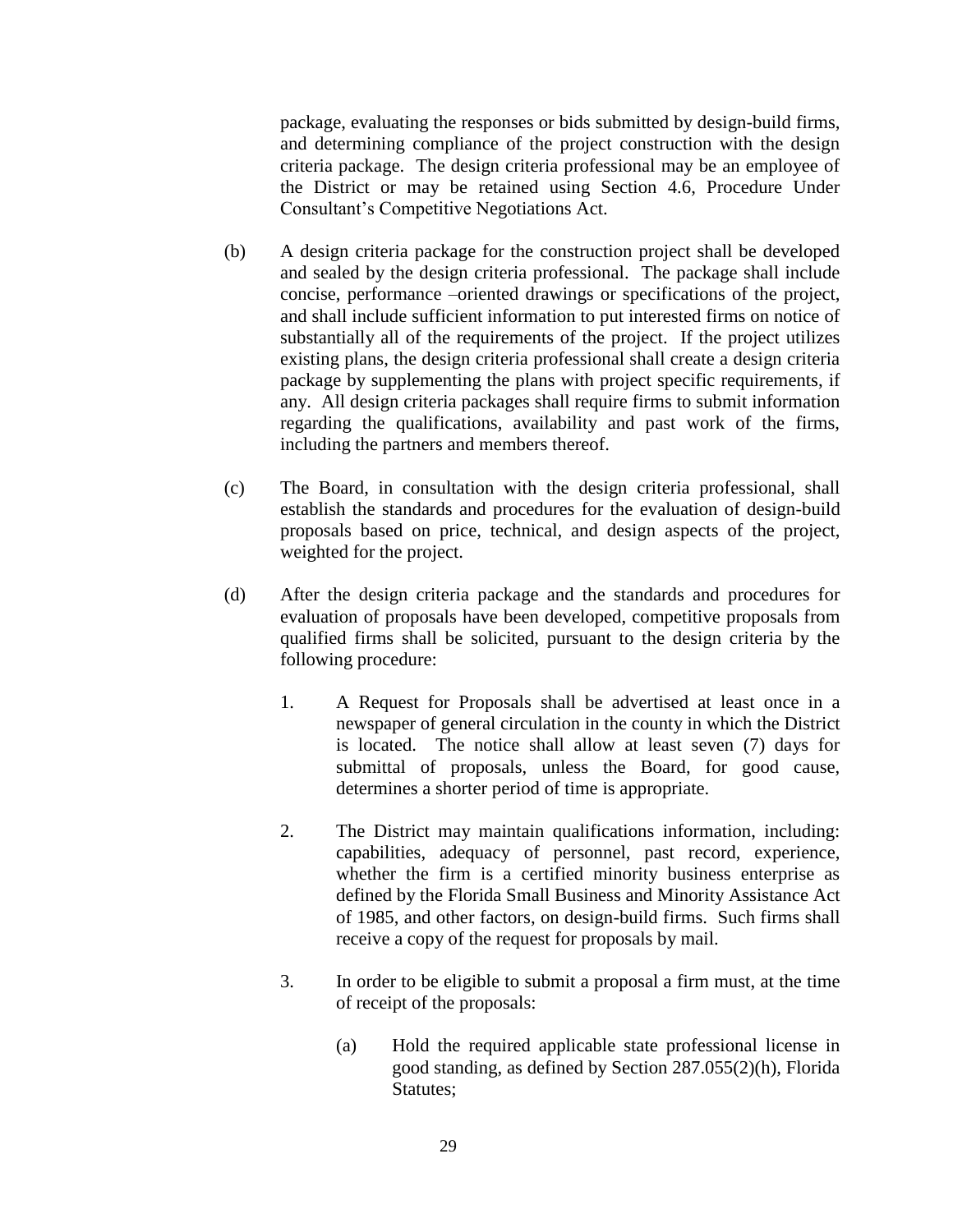package, evaluating the responses or bids submitted by design-build firms, and determining compliance of the project construction with the design criteria package. The design criteria professional may be an employee of the District or may be retained using Section 4.6, Procedure Under Consultant's Competitive Negotiations Act.

(b) A design criteria package for the construction project shall be developed and sealed by the design criteria professional. The package shall include concise, performance –oriented drawings or specifications of the project, and shall include sufficient information to put interested firms on notice of substantially all of the requirements of the project. If the project utilizes existing plans, the design criteria professional shall create a design criteria package by supplementing the plans with project specific requirements, if any. All design criteria packages shall require firms to submit information regarding the qualifications, availability and past work of the firms, including the partners and members thereof.

(c) The Board, in consultation with the design criteria professional, shall establish the standards and procedures for the evaluation of design-build proposals based on price, technical, and design aspects of the project, weighted for the project.

(d) After the design criteria package and the standards and procedures for evaluation of proposals have been developed, competitive proposals from qualified firms shall be solicited, pursuant to the design criteria by the following procedure:

1. A Request for Proposals shall be advertised at least once in a newspaper of general circulation in the county in which the District is located. The notice shall allow at least seven (7) days for submittal of proposals, unless the Board, for good cause, determines a shorter period of time is appropriate.

2. The District may maintain qualifications information, including: capabilities, adequacy of personnel, past record, experience, whether the firm is a certified minority business enterprise as defined by the Florida Small Business and Minority Assistance Act of 1985, and other factors, on design-build firms. Such firms shall receive a copy of the request for proposals by mail.

3. In order to be eligible to submit a proposal a firm must, at the time of receipt of the proposals:

   (a) Hold the required applicable state professional license in good standing, as defined by Section 287.055(2)(h), Florida Statutes;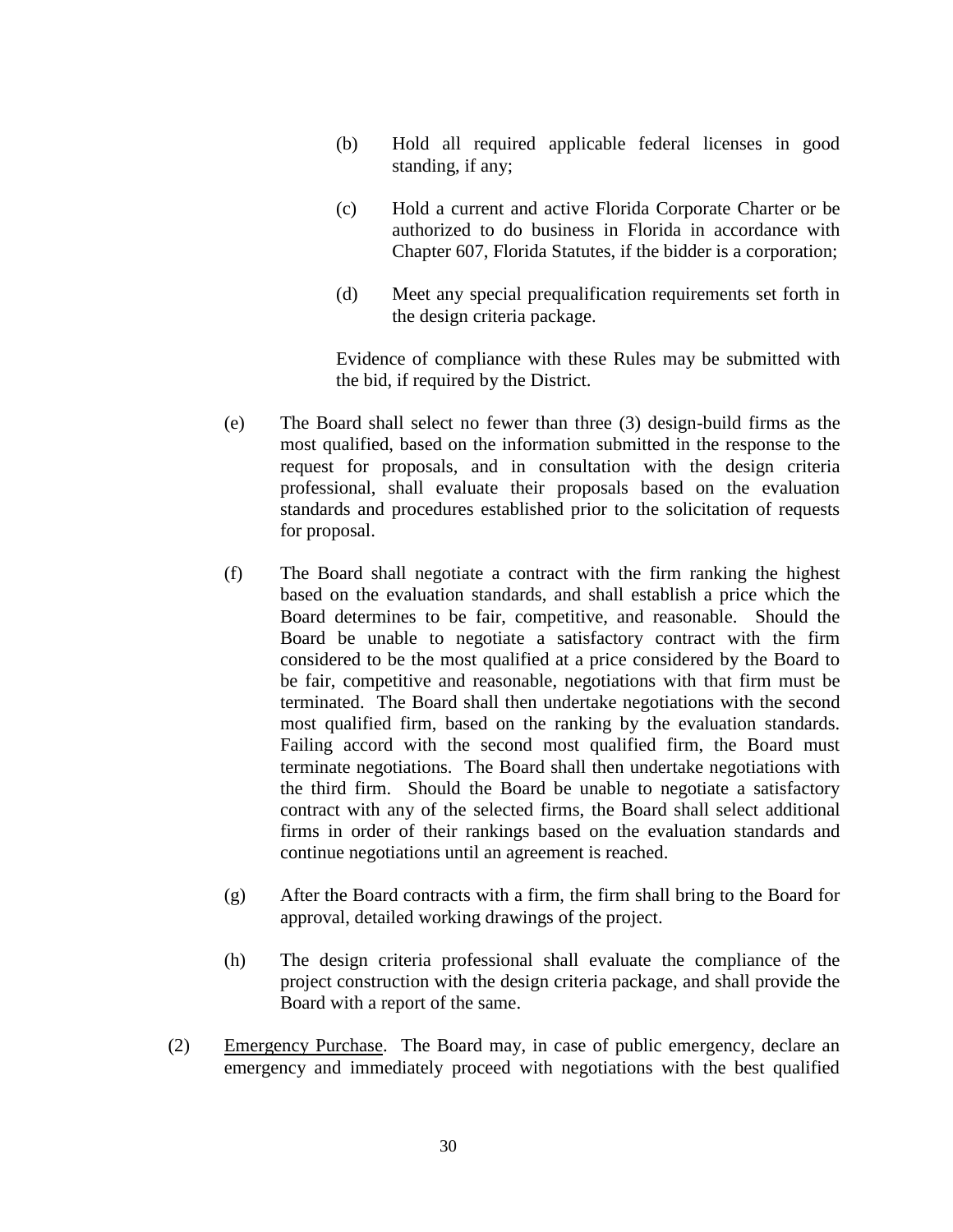(b) Hold all required applicable federal licenses in good standing, if any;

(c) Hold a current and active Florida Corporate Charter or be authorized to do business in Florida in accordance with Chapter 607, Florida Statutes, if the bidder is a corporation;

(d) Meet any special prequalification requirements set forth in the design criteria package.

Evidence of compliance with these Rules may be submitted with the bid, if required by the District.

(e) The Board shall select no fewer than three (3) design-build firms as the most qualified, based on the information submitted in the response to the request for proposals, and in consultation with the design criteria professional, shall evaluate their proposals based on the evaluation standards and procedures established prior to the solicitation of requests for proposal.

(f) The Board shall negotiate a contract with the firm ranking the highest based on the evaluation standards, and shall establish a price which the Board determines to be fair, competitive, and reasonable. Should the Board be unable to negotiate a satisfactory contract with the firm considered to be the most qualified at a price considered by the Board to be fair, competitive and reasonable, negotiations with that firm must be terminated. The Board shall then undertake negotiations with the second most qualified firm, based on the ranking by the evaluation standards. Failing accord with the second most qualified firm, the Board must terminate negotiations. The Board shall then undertake negotiations with the third firm. Should the Board be unable to negotiate a satisfactory contract with any of the selected firms, the Board shall select additional firms in order of their rankings based on the evaluation standards and continue negotiations until an agreement is reached.

(g) After the Board contracts with a firm, the firm shall bring to the Board for approval, detailed working drawings of the project.

(h) The design criteria professional shall evaluate the compliance of the project construction with the design criteria package, and shall provide the Board with a report of the same.

(2) Emergency Purchase. The Board may, in case of public emergency, declare an emergency and immediately proceed with negotiations with the best qualified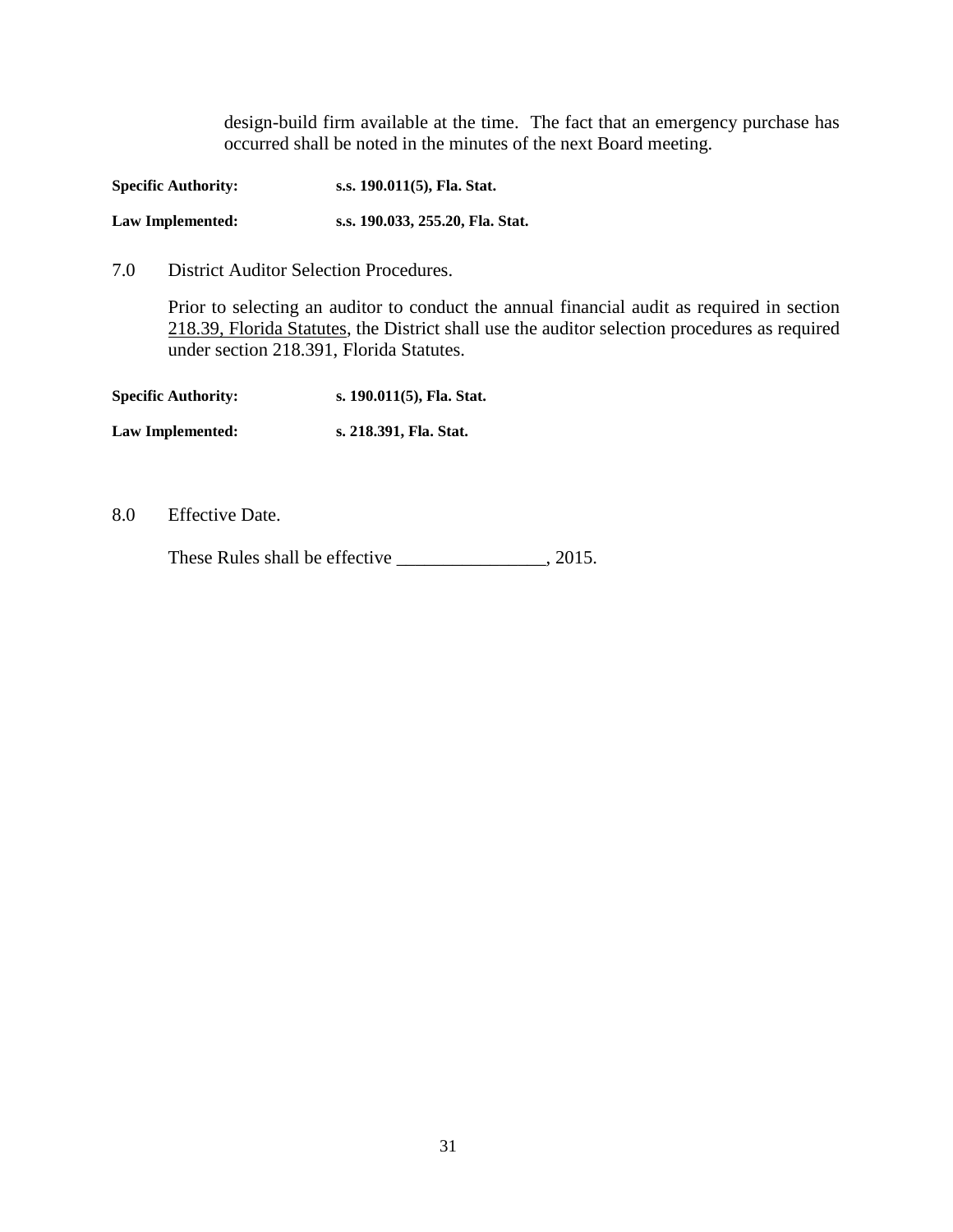design-build firm available at the time. The fact that an emergency purchase has occurred shall be noted in the minutes of the next Board meeting.

**Specific Authority:** **s.s. 190.011(5), Fla. Stat.**

**Law Implemented:** **s.s. 190.033, 255.20, Fla. Stat.**

7.0 District Auditor Selection Procedures.

Prior to selecting an auditor to conduct the annual financial audit as required in section 218.39, Florida Statutes, the District shall use the auditor selection procedures as required under section 218.391, Florida Statutes.

**Specific Authority:** **s. 190.011(5), Fla. Stat.**

**Law Implemented:** **s. 218.391, Fla. Stat.**

8.0 Effective Date.

These Rules shall be effective ________________, 2015.